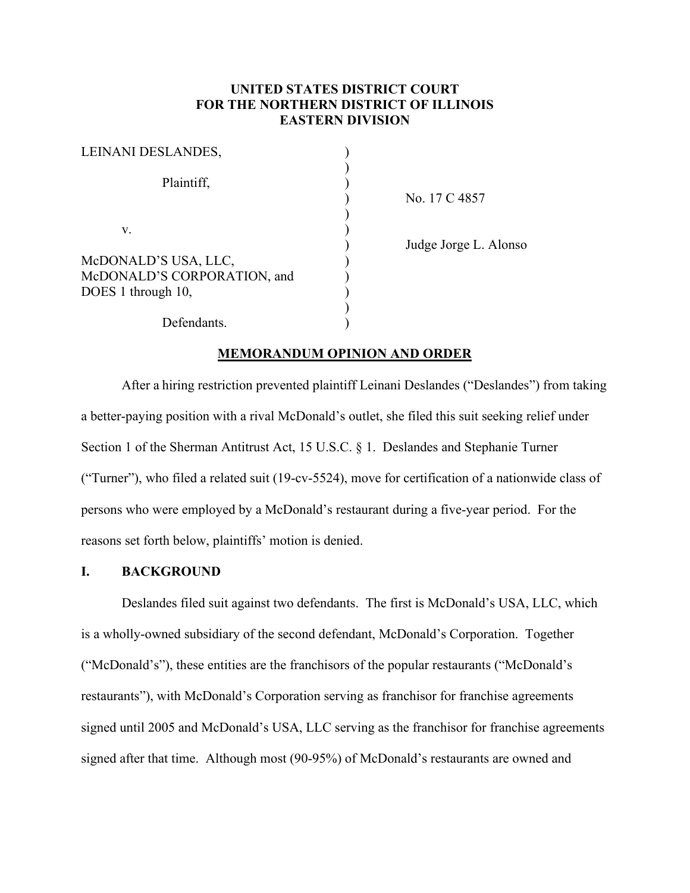**UNITED STATES DISTRICT COURT**
**FOR THE NORTHERN DISTRICT OF ILLINOIS**
**EASTERN DIVISION**

| | | |
|---|---|---|
| LEINANI DESLANDES, | ) | |
| | ) | |
| Plaintiff, | ) | |
| | ) | No. 17 C 4857 |
| | ) | |
| v. | ) | |
| | ) | Judge Jorge L. Alonso |
| McDONALD'S USA, LLC, | ) | |
| McDONALD'S CORPORATION, and | ) | |
| DOES 1 through 10, | ) | |
| | ) | |
| Defendants. | ) | |

**MEMORANDUM OPINION AND ORDER**

After a hiring restriction prevented plaintiff Leinani Deslandes ("Deslandes") from taking a better-paying position with a rival McDonald's outlet, she filed this suit seeking relief under Section 1 of the Sherman Antitrust Act, 15 U.S.C. § 1. Deslandes and Stephanie Turner ("Turner"), who filed a related suit (19-cv-5524), move for certification of a nationwide class of persons who were employed by a McDonald's restaurant during a five-year period. For the reasons set forth below, plaintiffs' motion is denied.

## I. BACKGROUND

Deslandes filed suit against two defendants. The first is McDonald's USA, LLC, which is a wholly-owned subsidiary of the second defendant, McDonald's Corporation. Together ("McDonald's"), these entities are the franchisors of the popular restaurants ("McDonald's restaurants"), with McDonald's Corporation serving as franchisor for franchise agreements signed until 2005 and McDonald's USA, LLC serving as the franchisor for franchise agreements signed after that time. Although most (90-95%) of McDonald's restaurants are owned and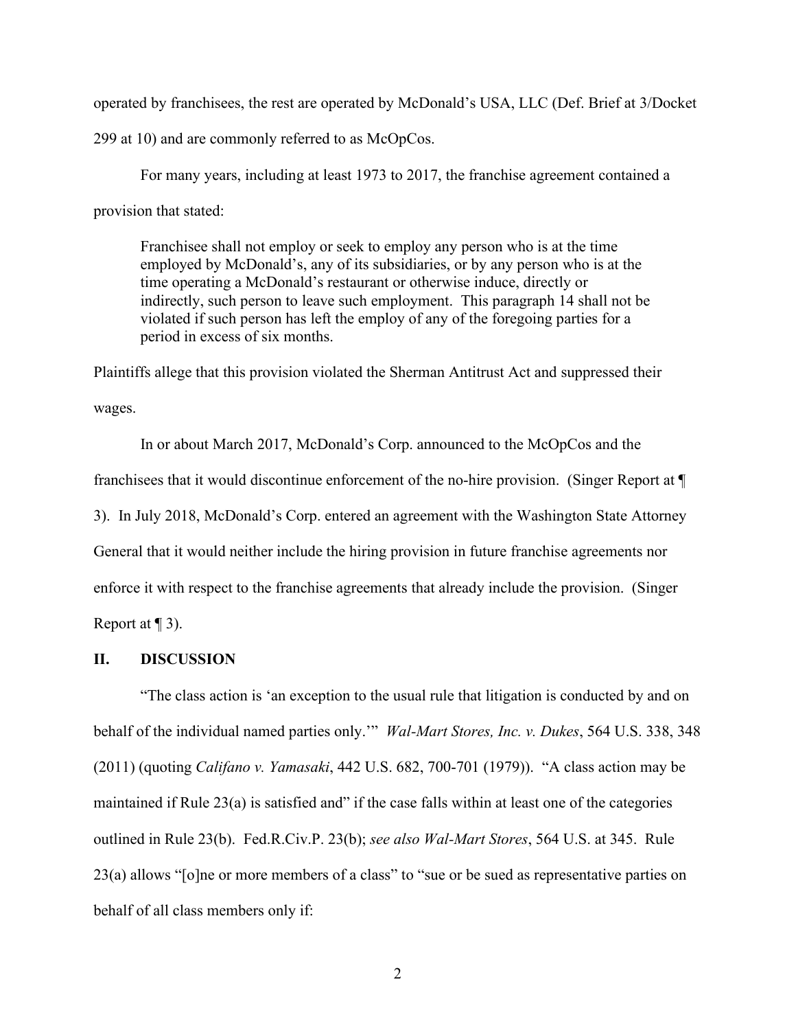operated by franchisees, the rest are operated by McDonald's USA, LLC (Def. Brief at 3/Docket 299 at 10) and are commonly referred to as McOpCos.

For many years, including at least 1973 to 2017, the franchise agreement contained a provision that stated:

> Franchisee shall not employ or seek to employ any person who is at the time employed by McDonald's, any of its subsidiaries, or by any person who is at the time operating a McDonald's restaurant or otherwise induce, directly or indirectly, such person to leave such employment. This paragraph 14 shall not be violated if such person has left the employ of any of the foregoing parties for a period in excess of six months.

Plaintiffs allege that this provision violated the Sherman Antitrust Act and suppressed their wages.

In or about March 2017, McDonald's Corp. announced to the McOpCos and the franchisees that it would discontinue enforcement of the no-hire provision. (Singer Report at ¶ 3). In July 2018, McDonald's Corp. entered an agreement with the Washington State Attorney General that it would neither include the hiring provision in future franchise agreements nor enforce it with respect to the franchise agreements that already include the provision. (Singer Report at ¶ 3).

## II. DISCUSSION

"The class action is 'an exception to the usual rule that litigation is conducted by and on behalf of the individual named parties only.'" *Wal-Mart Stores, Inc. v. Dukes*, 564 U.S. 338, 348 (2011) (quoting *Califano v. Yamasaki*, 442 U.S. 682, 700-701 (1979)). "A class action may be maintained if Rule 23(a) is satisfied and" if the case falls within at least one of the categories outlined in Rule 23(b). Fed.R.Civ.P. 23(b); *see also Wal-Mart Stores*, 564 U.S. at 345. Rule 23(a) allows "[o]ne or more members of a class" to "sue or be sued as representative parties on behalf of all class members only if: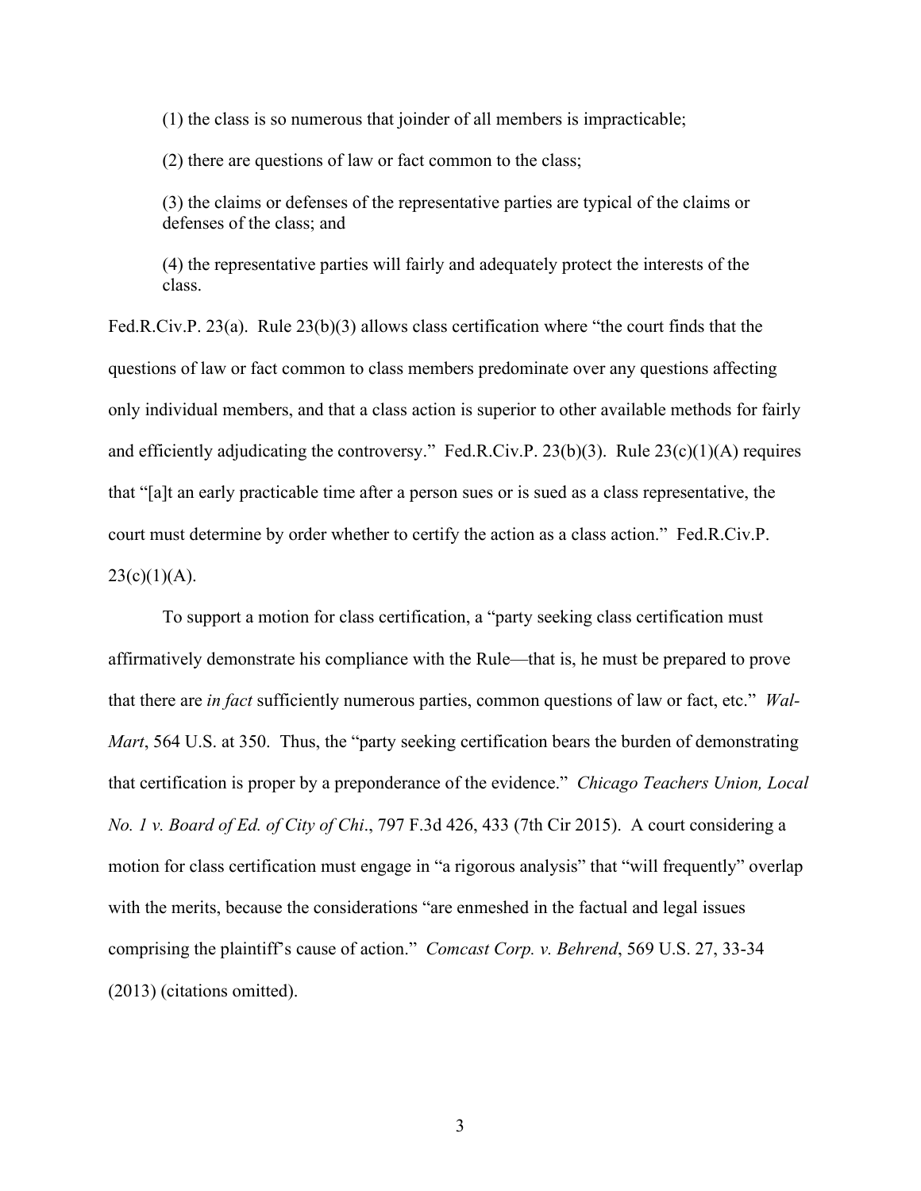(1) the class is so numerous that joinder of all members is impracticable;

(2) there are questions of law or fact common to the class;

(3) the claims or defenses of the representative parties are typical of the claims or defenses of the class; and

(4) the representative parties will fairly and adequately protect the interests of the class.

Fed.R.Civ.P. 23(a). Rule 23(b)(3) allows class certification where "the court finds that the questions of law or fact common to class members predominate over any questions affecting only individual members, and that a class action is superior to other available methods for fairly and efficiently adjudicating the controversy." Fed.R.Civ.P. 23(b)(3). Rule 23(c)(1)(A) requires that "[a]t an early practicable time after a person sues or is sued as a class representative, the court must determine by order whether to certify the action as a class action." Fed.R.Civ.P. 23(c)(1)(A).

To support a motion for class certification, a "party seeking class certification must affirmatively demonstrate his compliance with the Rule—that is, he must be prepared to prove that there are *in fact* sufficiently numerous parties, common questions of law or fact, etc." *Wal-Mart*, 564 U.S. at 350. Thus, the "party seeking certification bears the burden of demonstrating that certification is proper by a preponderance of the evidence." *Chicago Teachers Union, Local No. 1 v. Board of Ed. of City of Chi*., 797 F.3d 426, 433 (7th Cir 2015). A court considering a motion for class certification must engage in "a rigorous analysis" that "will frequently" overlap with the merits, because the considerations "are enmeshed in the factual and legal issues comprising the plaintiff's cause of action." *Comcast Corp. v. Behrend*, 569 U.S. 27, 33-34 (2013) (citations omitted).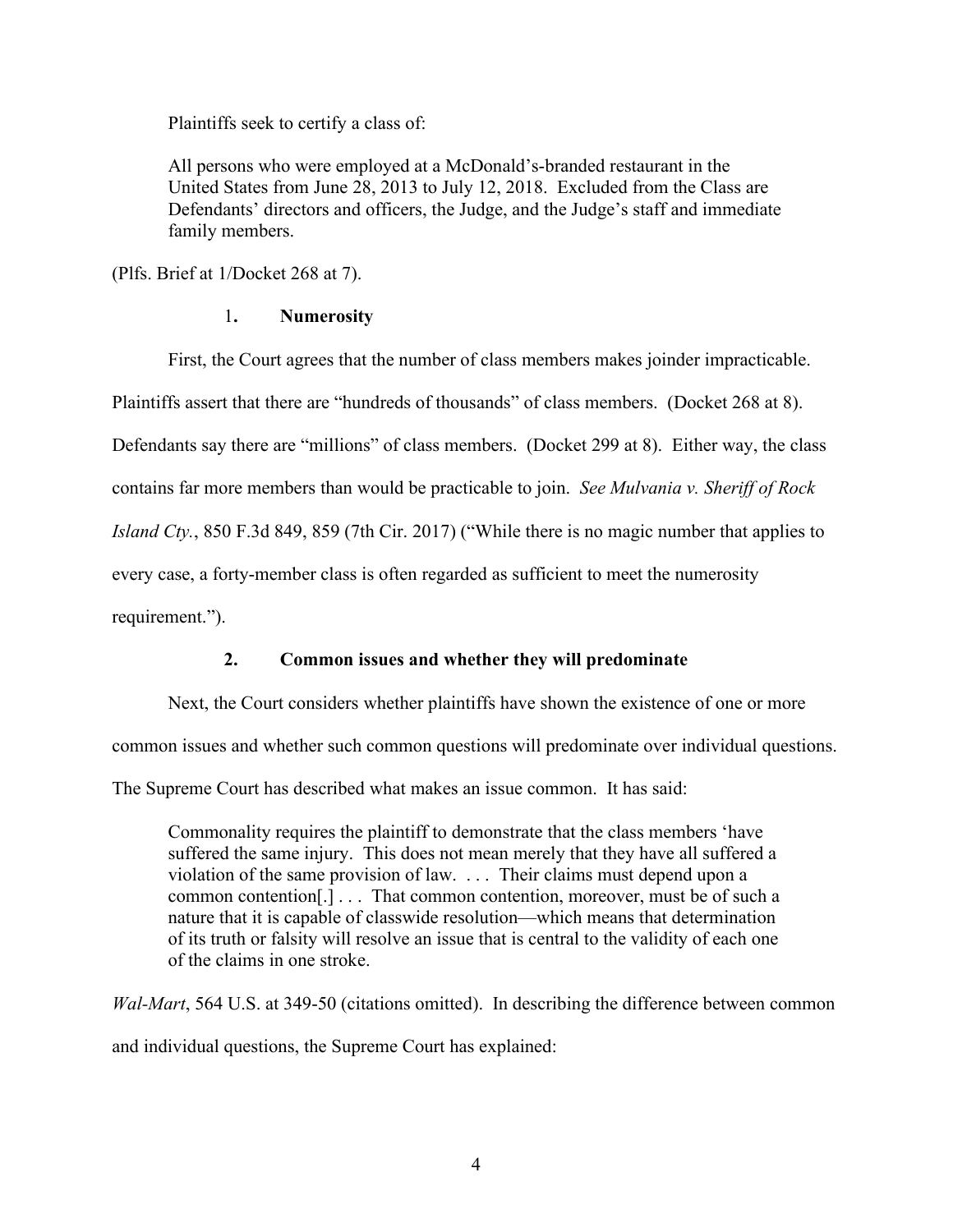Plaintiffs seek to certify a class of:

> All persons who were employed at a McDonald's-branded restaurant in the United States from June 28, 2013 to July 12, 2018. Excluded from the Class are Defendants' directors and officers, the Judge, and the Judge's staff and immediate family members.

(Plfs. Brief at 1/Docket 268 at 7).

### 1. Numerosity

First, the Court agrees that the number of class members makes joinder impracticable. Plaintiffs assert that there are "hundreds of thousands" of class members. (Docket 268 at 8). Defendants say there are "millions" of class members. (Docket 299 at 8). Either way, the class contains far more members than would be practicable to join. *See Mulvania v. Sheriff of Rock Island Cty.*, 850 F.3d 849, 859 (7th Cir. 2017) ("While there is no magic number that applies to every case, a forty-member class is often regarded as sufficient to meet the numerosity requirement.").

### 2. Common issues and whether they will predominate

Next, the Court considers whether plaintiffs have shown the existence of one or more common issues and whether such common questions will predominate over individual questions. The Supreme Court has described what makes an issue common. It has said:

> Commonality requires the plaintiff to demonstrate that the class members 'have suffered the same injury. This does not mean merely that they have all suffered a violation of the same provision of law. . . . Their claims must depend upon a common contention[.] . . . That common contention, moreover, must be of such a nature that it is capable of classwide resolution—which means that determination of its truth or falsity will resolve an issue that is central to the validity of each one of the claims in one stroke.

*Wal-Mart*, 564 U.S. at 349-50 (citations omitted). In describing the difference between common and individual questions, the Supreme Court has explained: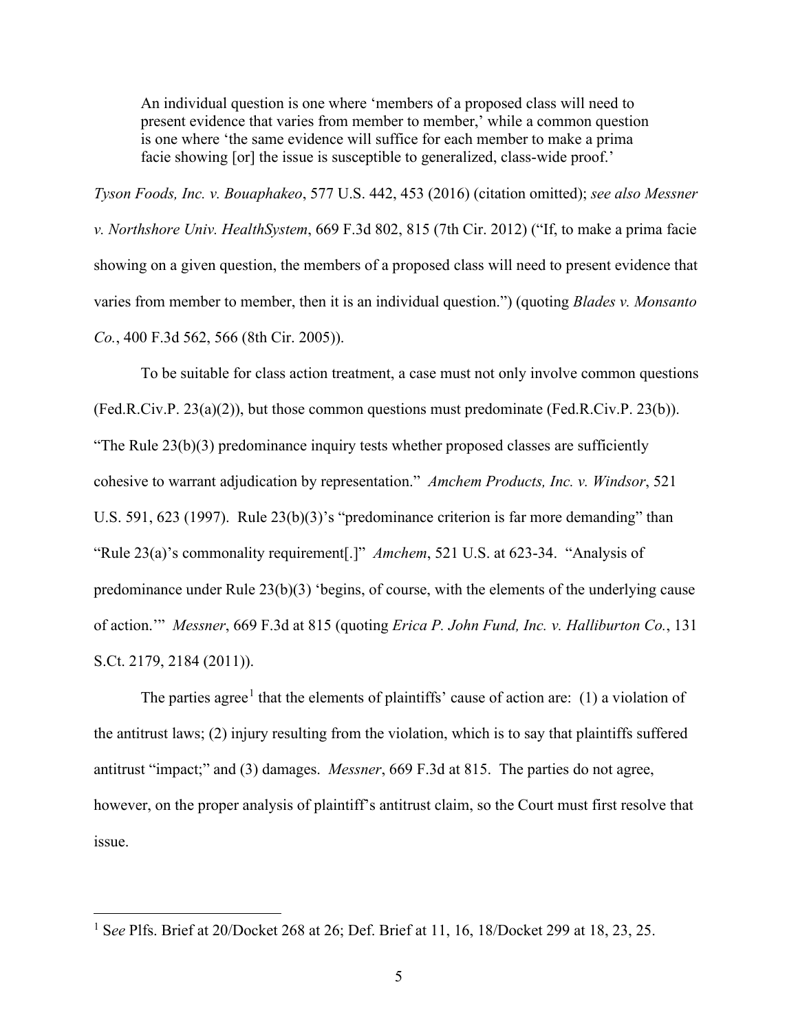> An individual question is one where 'members of a proposed class will need to present evidence that varies from member to member,' while a common question is one where 'the same evidence will suffice for each member to make a prima facie showing [or] the issue is susceptible to generalized, class-wide proof.'

*Tyson Foods, Inc. v. Bouaphakeo*, 577 U.S. 442, 453 (2016) (citation omitted); *see also Messner v. Northshore Univ. HealthSystem*, 669 F.3d 802, 815 (7th Cir. 2012) ("If, to make a prima facie showing on a given question, the members of a proposed class will need to present evidence that varies from member to member, then it is an individual question.") (quoting *Blades v. Monsanto Co.*, 400 F.3d 562, 566 (8th Cir. 2005)).

To be suitable for class action treatment, a case must not only involve common questions (Fed.R.Civ.P. 23(a)(2)), but those common questions must predominate (Fed.R.Civ.P. 23(b)). "The Rule 23(b)(3) predominance inquiry tests whether proposed classes are sufficiently cohesive to warrant adjudication by representation." *Amchem Products, Inc. v. Windsor*, 521 U.S. 591, 623 (1997). Rule 23(b)(3)'s "predominance criterion is far more demanding" than "Rule 23(a)'s commonality requirement[.]" *Amchem*, 521 U.S. at 623-34. "Analysis of predominance under Rule 23(b)(3) 'begins, of course, with the elements of the underlying cause of action.'" *Messner*, 669 F.3d at 815 (quoting *Erica P. John Fund, Inc. v. Halliburton Co.*, 131 S.Ct. 2179, 2184 (2011)).

The parties agree[1] that the elements of plaintiffs' cause of action are: (1) a violation of the antitrust laws; (2) injury resulting from the violation, which is to say that plaintiffs suffered antitrust "impact;" and (3) damages. *Messner*, 669 F.3d at 815. The parties do not agree, however, on the proper analysis of plaintiff's antitrust claim, so the Court must first resolve that issue.

---

[1] S*ee* Plfs. Brief at 20/Docket 268 at 26; Def. Brief at 11, 16, 18/Docket 299 at 18, 23, 25.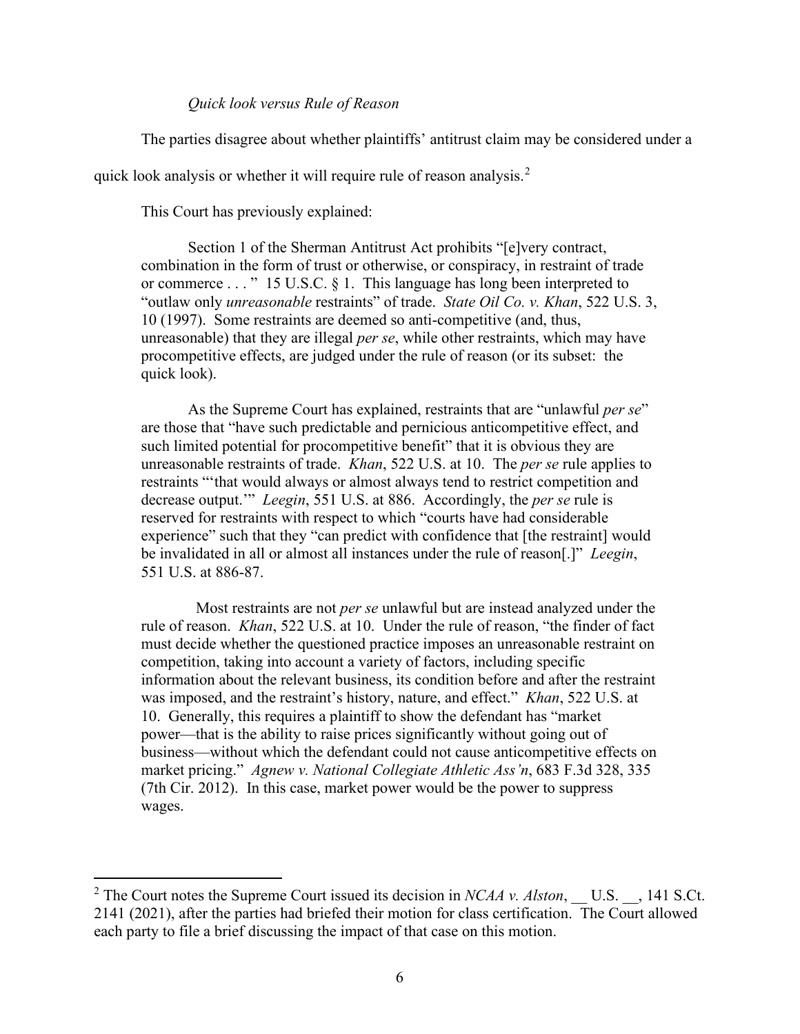*Quick look versus Rule of Reason*

The parties disagree about whether plaintiffs' antitrust claim may be considered under a quick look analysis or whether it will require rule of reason analysis.[2]

This Court has previously explained:

> Section 1 of the Sherman Antitrust Act prohibits "[e]very contract, combination in the form of trust or otherwise, or conspiracy, in restraint of trade or commerce . . . " 15 U.S.C. § 1. This language has long been interpreted to "outlaw only *unreasonable* restraints" of trade. *State Oil Co. v. Khan*, 522 U.S. 3, 10 (1997). Some restraints are deemed so anti-competitive (and, thus, unreasonable) that they are illegal *per se*, while other restraints, which may have procompetitive effects, are judged under the rule of reason (or its subset: the quick look).
>
> As the Supreme Court has explained, restraints that are "unlawful *per se*" are those that "have such predictable and pernicious anticompetitive effect, and such limited potential for procompetitive benefit" that it is obvious they are unreasonable restraints of trade. *Khan*, 522 U.S. at 10. The *per se* rule applies to restraints "'that would always or almost always tend to restrict competition and decrease output.'" *Leegin*, 551 U.S. at 886. Accordingly, the *per se* rule is reserved for restraints with respect to which "courts have had considerable experience" such that they "can predict with confidence that [the restraint] would be invalidated in all or almost all instances under the rule of reason[.]" *Leegin*, 551 U.S. at 886-87.
>
> Most restraints are not *per se* unlawful but are instead analyzed under the rule of reason. *Khan*, 522 U.S. at 10. Under the rule of reason, "the finder of fact must decide whether the questioned practice imposes an unreasonable restraint on competition, taking into account a variety of factors, including specific information about the relevant business, its condition before and after the restraint was imposed, and the restraint's history, nature, and effect." *Khan*, 522 U.S. at 10. Generally, this requires a plaintiff to show the defendant has "market power—that is the ability to raise prices significantly without going out of business—without which the defendant could not cause anticompetitive effects on market pricing." *Agnew v. National Collegiate Athletic Ass'n*, 683 F.3d 328, 335 (7th Cir. 2012). In this case, market power would be the power to suppress wages.

[2] The Court notes the Supreme Court issued its decision in *NCAA v. Alston*, __ U.S. __, 141 S.Ct. 2141 (2021), after the parties had briefed their motion for class certification. The Court allowed each party to file a brief discussing the impact of that case on this motion.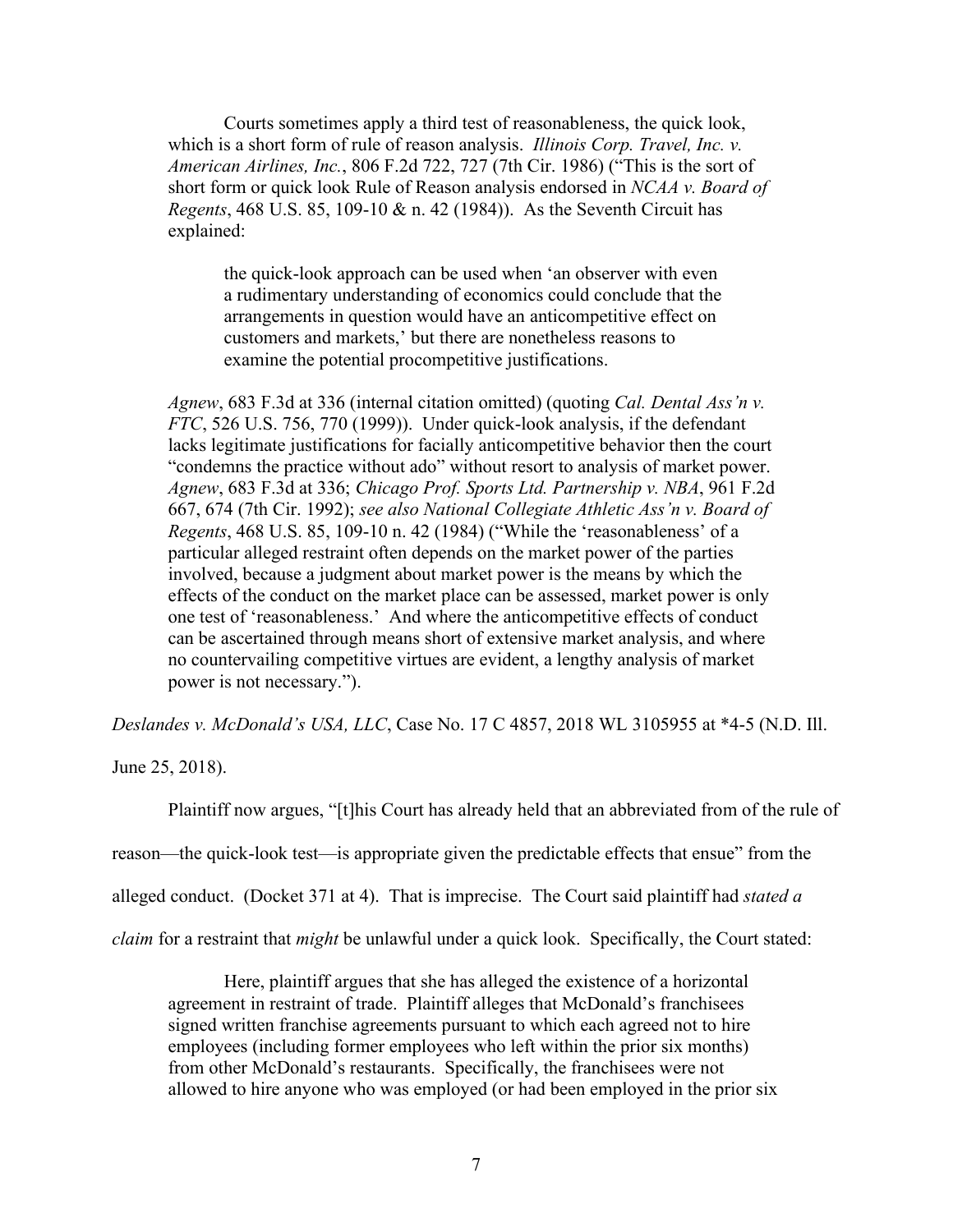Courts sometimes apply a third test of reasonableness, the quick look, which is a short form of rule of reason analysis. *Illinois Corp. Travel, Inc. v. American Airlines, Inc.*, 806 F.2d 722, 727 (7th Cir. 1986) ("This is the sort of short form or quick look Rule of Reason analysis endorsed in *NCAA v. Board of Regents*, 468 U.S. 85, 109-10 & n. 42 (1984)). As the Seventh Circuit has explained:

> the quick-look approach can be used when 'an observer with even a rudimentary understanding of economics could conclude that the arrangements in question would have an anticompetitive effect on customers and markets,' but there are nonetheless reasons to examine the potential procompetitive justifications.

*Agnew*, 683 F.3d at 336 (internal citation omitted) (quoting *Cal. Dental Ass'n v. FTC*, 526 U.S. 756, 770 (1999)). Under quick-look analysis, if the defendant lacks legitimate justifications for facially anticompetitive behavior then the court "condemns the practice without ado" without resort to analysis of market power. *Agnew*, 683 F.3d at 336; *Chicago Prof. Sports Ltd. Partnership v. NBA*, 961 F.2d 667, 674 (7th Cir. 1992); *see also National Collegiate Athletic Ass'n v. Board of Regents*, 468 U.S. 85, 109-10 n. 42 (1984) ("While the 'reasonableness' of a particular alleged restraint often depends on the market power of the parties involved, because a judgment about market power is the means by which the effects of the conduct on the market place can be assessed, market power is only one test of 'reasonableness.' And where the anticompetitive effects of conduct can be ascertained through means short of extensive market analysis, and where no countervailing competitive virtues are evident, a lengthy analysis of market power is not necessary.").

*Deslandes v. McDonald's USA, LLC*, Case No. 17 C 4857, 2018 WL 3105955 at *4-5 (N.D. Ill. June 25, 2018).

Plaintiff now argues, "[t]his Court has already held that an abbreviated from of the rule of reason—the quick-look test—is appropriate given the predictable effects that ensue" from the alleged conduct. (Docket 371 at 4). That is imprecise. The Court said plaintiff had *stated a claim* for a restraint that *might* be unlawful under a quick look. Specifically, the Court stated:

> Here, plaintiff argues that she has alleged the existence of a horizontal agreement in restraint of trade. Plaintiff alleges that McDonald's franchisees signed written franchise agreements pursuant to which each agreed not to hire employees (including former employees who left within the prior six months) from other McDonald's restaurants. Specifically, the franchisees were not allowed to hire anyone who was employed (or had been employed in the prior six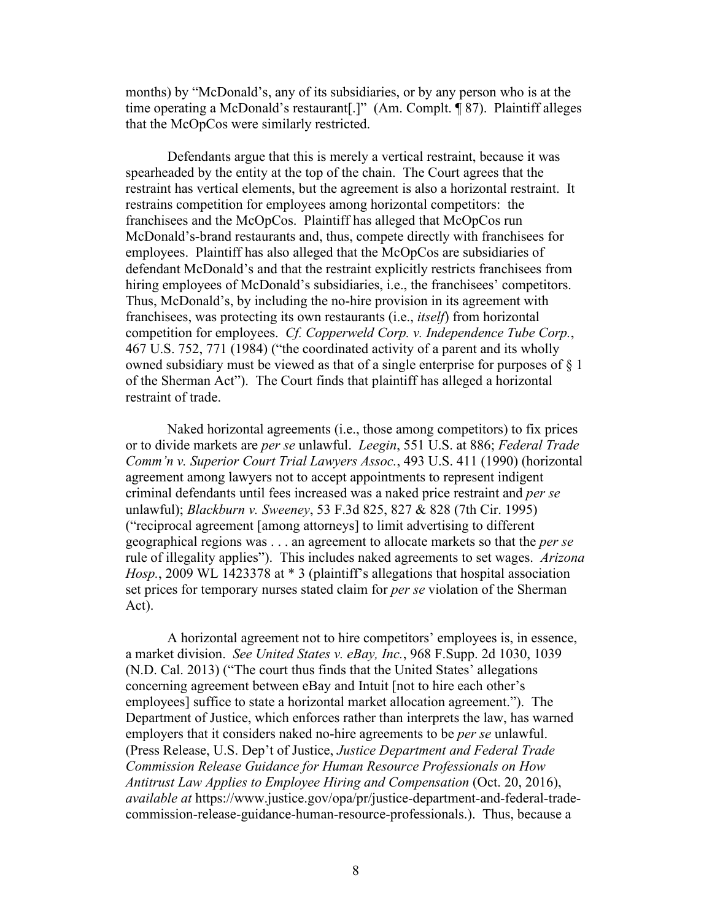months) by "McDonald's, any of its subsidiaries, or by any person who is at the time operating a McDonald's restaurant[.]" (Am. Complt. ¶ 87). Plaintiff alleges that the McOpCos were similarly restricted.

Defendants argue that this is merely a vertical restraint, because it was spearheaded by the entity at the top of the chain. The Court agrees that the restraint has vertical elements, but the agreement is also a horizontal restraint. It restrains competition for employees among horizontal competitors: the franchisees and the McOpCos. Plaintiff has alleged that McOpCos run McDonald's-brand restaurants and, thus, compete directly with franchisees for employees. Plaintiff has also alleged that the McOpCos are subsidiaries of defendant McDonald's and that the restraint explicitly restricts franchisees from hiring employees of McDonald's subsidiaries, i.e., the franchisees' competitors. Thus, McDonald's, by including the no-hire provision in its agreement with franchisees, was protecting its own restaurants (i.e., *itself*) from horizontal competition for employees. *Cf. Copperweld Corp. v. Independence Tube Corp.*, 467 U.S. 752, 771 (1984) ("the coordinated activity of a parent and its wholly owned subsidiary must be viewed as that of a single enterprise for purposes of § 1 of the Sherman Act"). The Court finds that plaintiff has alleged a horizontal restraint of trade.

Naked horizontal agreements (i.e., those among competitors) to fix prices or to divide markets are *per se* unlawful. *Leegin*, 551 U.S. at 886; *Federal Trade Comm'n v. Superior Court Trial Lawyers Assoc.*, 493 U.S. 411 (1990) (horizontal agreement among lawyers not to accept appointments to represent indigent criminal defendants until fees increased was a naked price restraint and *per se* unlawful); *Blackburn v. Sweeney*, 53 F.3d 825, 827 & 828 (7th Cir. 1995) ("reciprocal agreement [among attorneys] to limit advertising to different geographical regions was . . . an agreement to allocate markets so that the *per se* rule of illegality applies"). This includes naked agreements to set wages. *Arizona Hosp.*, 2009 WL 1423378 at * 3 (plaintiff's allegations that hospital association set prices for temporary nurses stated claim for *per se* violation of the Sherman Act).

A horizontal agreement not to hire competitors' employees is, in essence, a market division. *See United States v. eBay, Inc.*, 968 F.Supp. 2d 1030, 1039 (N.D. Cal. 2013) ("The court thus finds that the United States' allegations concerning agreement between eBay and Intuit [not to hire each other's employees] suffice to state a horizontal market allocation agreement."). The Department of Justice, which enforces rather than interprets the law, has warned employers that it considers naked no-hire agreements to be *per se* unlawful. (Press Release, U.S. Dep't of Justice, *Justice Department and Federal Trade Commission Release Guidance for Human Resource Professionals on How Antitrust Law Applies to Employee Hiring and Compensation* (Oct. 20, 2016), *available at* https://www.justice.gov/opa/pr/justice-department-and-federal-trade-commission-release-guidance-human-resource-professionals.). Thus, because a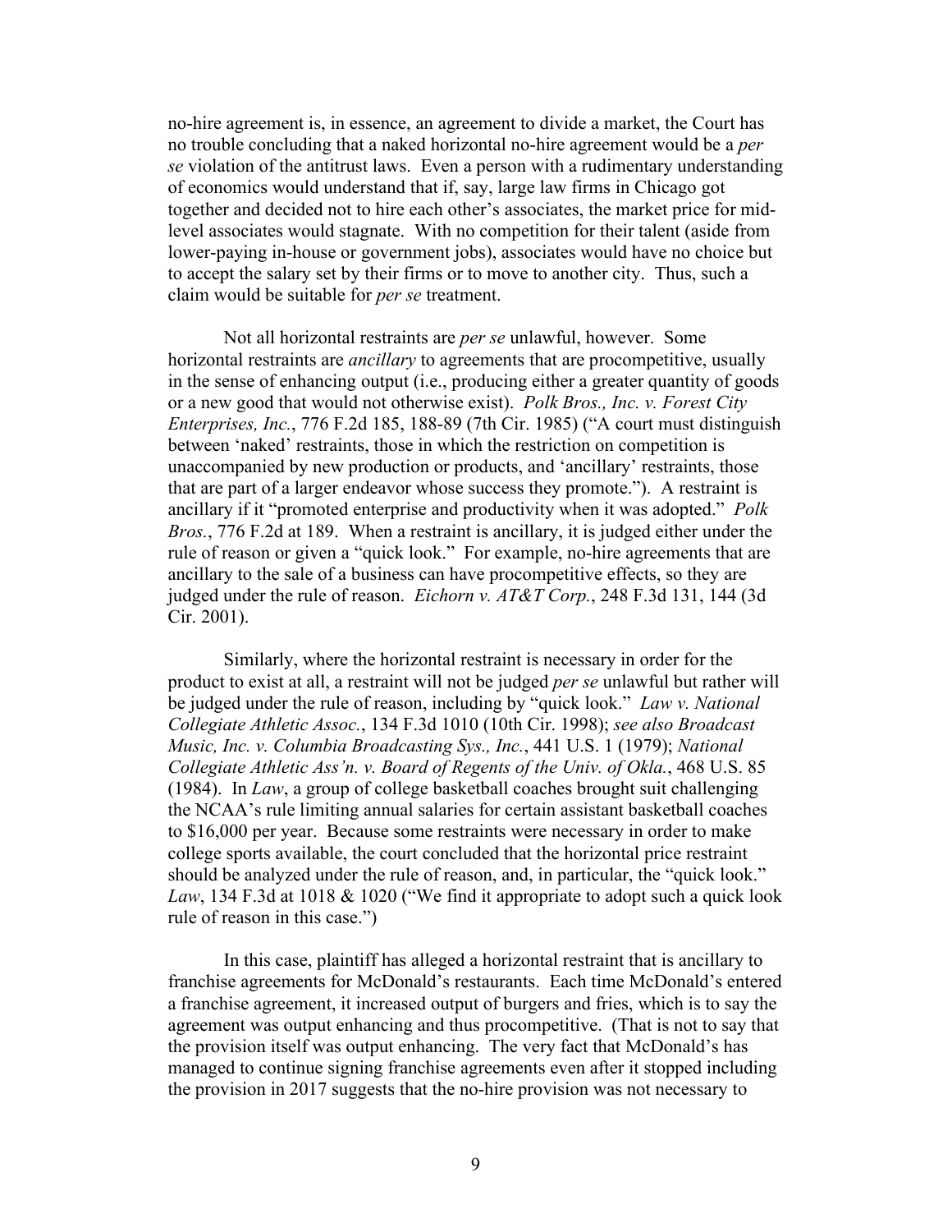no-hire agreement is, in essence, an agreement to divide a market, the Court has no trouble concluding that a naked horizontal no-hire agreement would be a *per se* violation of the antitrust laws. Even a person with a rudimentary understanding of economics would understand that if, say, large law firms in Chicago got together and decided not to hire each other's associates, the market price for mid-level associates would stagnate. With no competition for their talent (aside from lower-paying in-house or government jobs), associates would have no choice but to accept the salary set by their firms or to move to another city. Thus, such a claim would be suitable for *per se* treatment.

Not all horizontal restraints are *per se* unlawful, however. Some horizontal restraints are *ancillary* to agreements that are procompetitive, usually in the sense of enhancing output (i.e., producing either a greater quantity of goods or a new good that would not otherwise exist). *Polk Bros., Inc. v. Forest City Enterprises, Inc.*, 776 F.2d 185, 188-89 (7th Cir. 1985) ("A court must distinguish between 'naked' restraints, those in which the restriction on competition is unaccompanied by new production or products, and 'ancillary' restraints, those that are part of a larger endeavor whose success they promote."). A restraint is ancillary if it "promoted enterprise and productivity when it was adopted." *Polk Bros.*, 776 F.2d at 189. When a restraint is ancillary, it is judged either under the rule of reason or given a "quick look." For example, no-hire agreements that are ancillary to the sale of a business can have procompetitive effects, so they are judged under the rule of reason. *Eichorn v. AT&T Corp.*, 248 F.3d 131, 144 (3d Cir. 2001).

Similarly, where the horizontal restraint is necessary in order for the product to exist at all, a restraint will not be judged *per se* unlawful but rather will be judged under the rule of reason, including by "quick look." *Law v. National Collegiate Athletic Assoc.*, 134 F.3d 1010 (10th Cir. 1998); *see also Broadcast Music, Inc. v. Columbia Broadcasting Sys., Inc.*, 441 U.S. 1 (1979); *National Collegiate Athletic Ass'n. v. Board of Regents of the Univ. of Okla.*, 468 U.S. 85 (1984). In *Law*, a group of college basketball coaches brought suit challenging the NCAA's rule limiting annual salaries for certain assistant basketball coaches to $16,000 per year. Because some restraints were necessary in order to make college sports available, the court concluded that the horizontal price restraint should be analyzed under the rule of reason, and, in particular, the "quick look." *Law*, 134 F.3d at 1018 & 1020 ("We find it appropriate to adopt such a quick look rule of reason in this case.")

In this case, plaintiff has alleged a horizontal restraint that is ancillary to franchise agreements for McDonald's restaurants. Each time McDonald's entered a franchise agreement, it increased output of burgers and fries, which is to say the agreement was output enhancing and thus procompetitive. (That is not to say that the provision itself was output enhancing. The very fact that McDonald's has managed to continue signing franchise agreements even after it stopped including the provision in 2017 suggests that the no-hire provision was not necessary to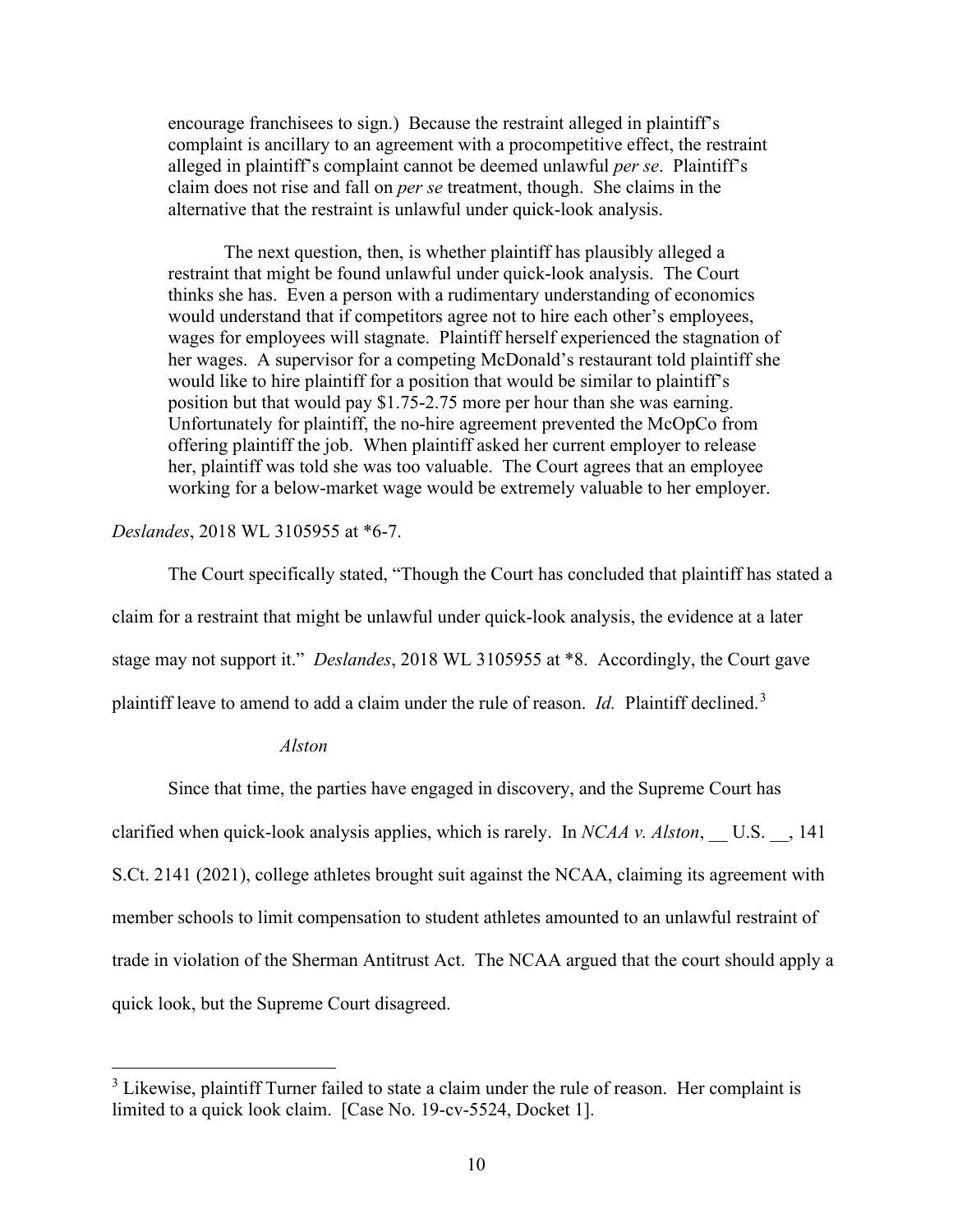> encourage franchisees to sign.) Because the restraint alleged in plaintiff's complaint is ancillary to an agreement with a procompetitive effect, the restraint alleged in plaintiff's complaint cannot be deemed unlawful *per se*. Plaintiff's claim does not rise and fall on *per se* treatment, though. She claims in the alternative that the restraint is unlawful under quick-look analysis.
>
> The next question, then, is whether plaintiff has plausibly alleged a restraint that might be found unlawful under quick-look analysis. The Court thinks she has. Even a person with a rudimentary understanding of economics would understand that if competitors agree not to hire each other's employees, wages for employees will stagnate. Plaintiff herself experienced the stagnation of her wages. A supervisor for a competing McDonald's restaurant told plaintiff she would like to hire plaintiff for a position that would be similar to plaintiff's position but that would pay $1.75-2.75 more per hour than she was earning. Unfortunately for plaintiff, the no-hire agreement prevented the McOpCo from offering plaintiff the job. When plaintiff asked her current employer to release her, plaintiff was told she was too valuable. The Court agrees that an employee working for a below-market wage would be extremely valuable to her employer.

*Deslandes*, 2018 WL 3105955 at *6-7.

The Court specifically stated, "Though the Court has concluded that plaintiff has stated a claim for a restraint that might be unlawful under quick-look analysis, the evidence at a later stage may not support it." *Deslandes*, 2018 WL 3105955 at *8. Accordingly, the Court gave plaintiff leave to amend to add a claim under the rule of reason. *Id.* Plaintiff declined.[3]

*Alston*

Since that time, the parties have engaged in discovery, and the Supreme Court has clarified when quick-look analysis applies, which is rarely. In *NCAA v. Alston*, __ U.S. __, 141 S.Ct. 2141 (2021), college athletes brought suit against the NCAA, claiming its agreement with member schools to limit compensation to student athletes amounted to an unlawful restraint of trade in violation of the Sherman Antitrust Act. The NCAA argued that the court should apply a quick look, but the Supreme Court disagreed.

---

[3] Likewise, plaintiff Turner failed to state a claim under the rule of reason. Her complaint is limited to a quick look claim. [Case No. 19-cv-5524, Docket 1].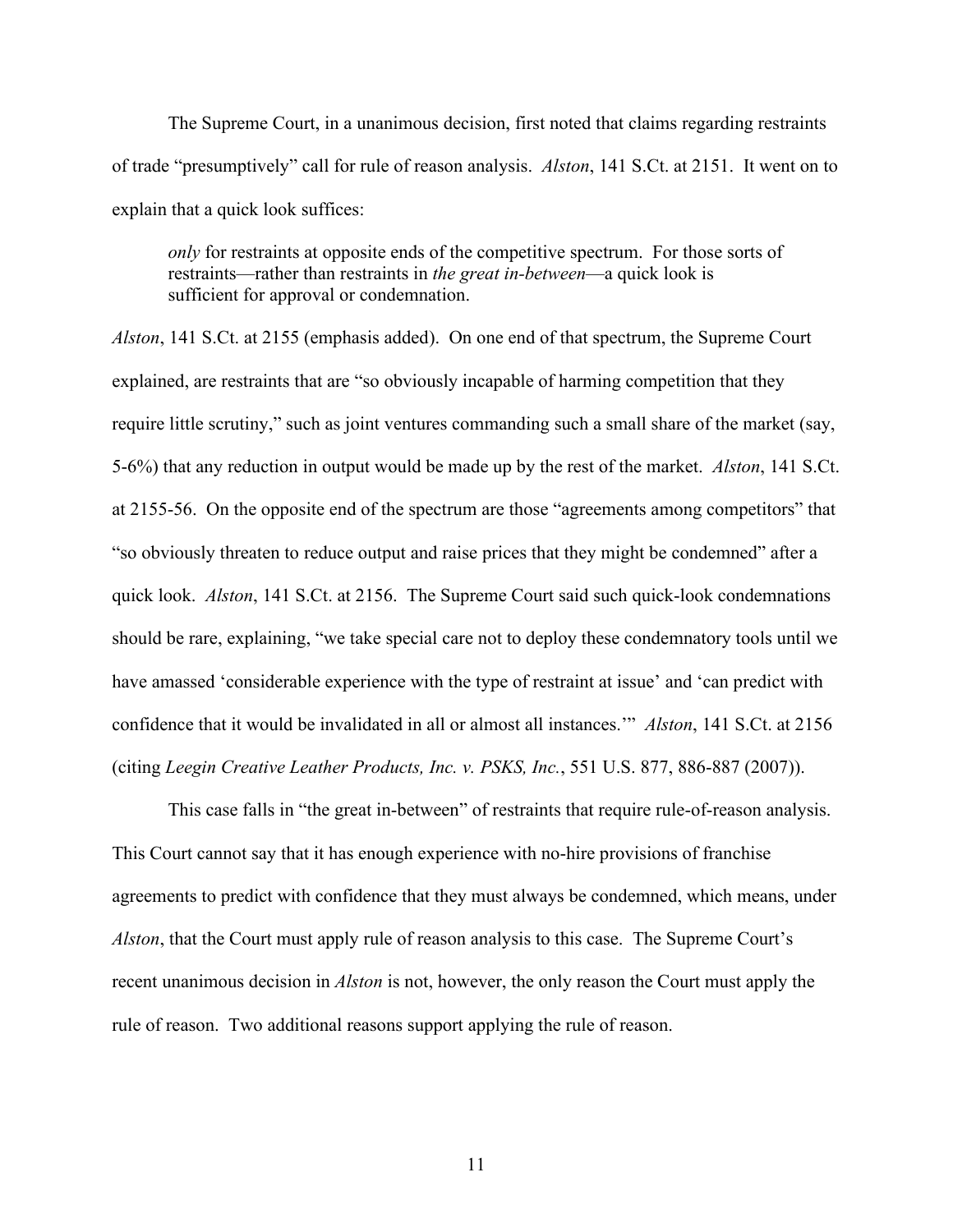The Supreme Court, in a unanimous decision, first noted that claims regarding restraints of trade "presumptively" call for rule of reason analysis. *Alston*, 141 S.Ct. at 2151. It went on to explain that a quick look suffices:

> *only* for restraints at opposite ends of the competitive spectrum. For those sorts of restraints—rather than restraints in *the great in-between*—a quick look is sufficient for approval or condemnation.

*Alston*, 141 S.Ct. at 2155 (emphasis added). On one end of that spectrum, the Supreme Court explained, are restraints that are "so obviously incapable of harming competition that they require little scrutiny," such as joint ventures commanding such a small share of the market (say, 5-6%) that any reduction in output would be made up by the rest of the market. *Alston*, 141 S.Ct. at 2155-56. On the opposite end of the spectrum are those "agreements among competitors" that "so obviously threaten to reduce output and raise prices that they might be condemned" after a quick look. *Alston*, 141 S.Ct. at 2156. The Supreme Court said such quick-look condemnations should be rare, explaining, "we take special care not to deploy these condemnatory tools until we have amassed 'considerable experience with the type of restraint at issue' and 'can predict with confidence that it would be invalidated in all or almost all instances.'" *Alston*, 141 S.Ct. at 2156 (citing *Leegin Creative Leather Products, Inc. v. PSKS, Inc.*, 551 U.S. 877, 886-887 (2007)).

This case falls in "the great in-between" of restraints that require rule-of-reason analysis. This Court cannot say that it has enough experience with no-hire provisions of franchise agreements to predict with confidence that they must always be condemned, which means, under *Alston*, that the Court must apply rule of reason analysis to this case. The Supreme Court's recent unanimous decision in *Alston* is not, however, the only reason the Court must apply the rule of reason. Two additional reasons support applying the rule of reason.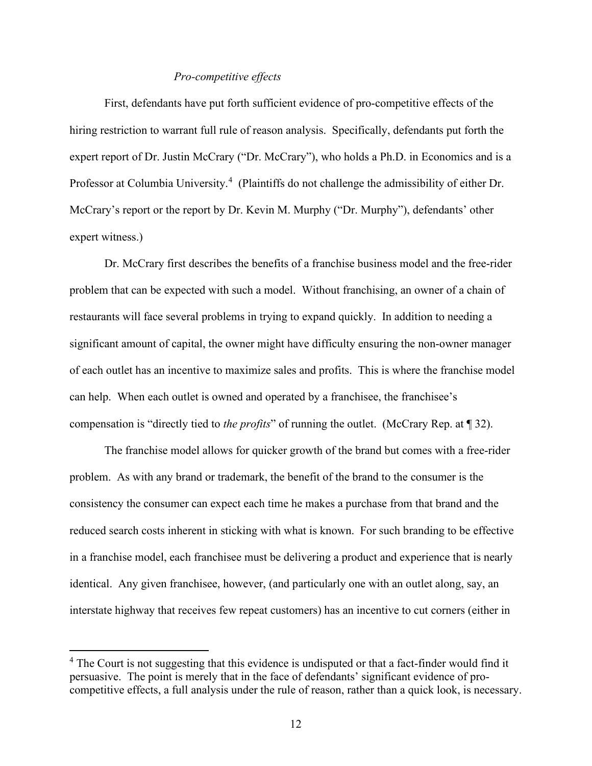*Pro-competitive effects*

First, defendants have put forth sufficient evidence of pro-competitive effects of the hiring restriction to warrant full rule of reason analysis. Specifically, defendants put forth the expert report of Dr. Justin McCrary ("Dr. McCrary"), who holds a Ph.D. in Economics and is a Professor at Columbia University.[4] (Plaintiffs do not challenge the admissibility of either Dr. McCrary's report or the report by Dr. Kevin M. Murphy ("Dr. Murphy"), defendants' other expert witness.)

Dr. McCrary first describes the benefits of a franchise business model and the free-rider problem that can be expected with such a model. Without franchising, an owner of a chain of restaurants will face several problems in trying to expand quickly. In addition to needing a significant amount of capital, the owner might have difficulty ensuring the non-owner manager of each outlet has an incentive to maximize sales and profits. This is where the franchise model can help. When each outlet is owned and operated by a franchisee, the franchisee's compensation is "directly tied to *the profits*" of running the outlet. (McCrary Rep. at ¶ 32).

The franchise model allows for quicker growth of the brand but comes with a free-rider problem. As with any brand or trademark, the benefit of the brand to the consumer is the consistency the consumer can expect each time he makes a purchase from that brand and the reduced search costs inherent in sticking with what is known. For such branding to be effective in a franchise model, each franchisee must be delivering a product and experience that is nearly identical. Any given franchisee, however, (and particularly one with an outlet along, say, an interstate highway that receives few repeat customers) has an incentive to cut corners (either in

---

[4] The Court is not suggesting that this evidence is undisputed or that a fact-finder would find it persuasive. The point is merely that in the face of defendants' significant evidence of pro-competitive effects, a full analysis under the rule of reason, rather than a quick look, is necessary.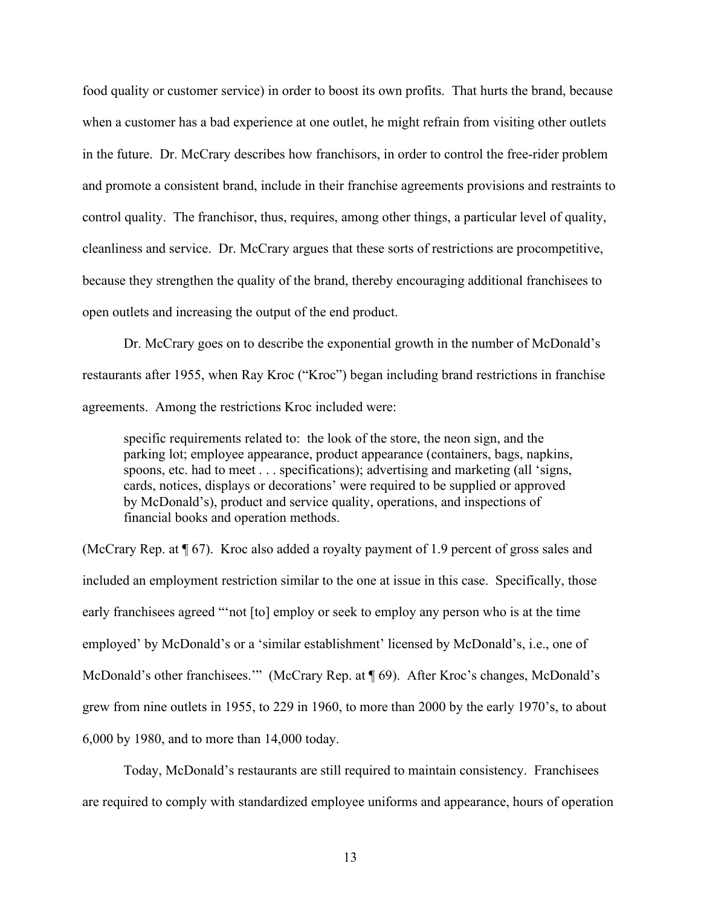food quality or customer service) in order to boost its own profits. That hurts the brand, because when a customer has a bad experience at one outlet, he might refrain from visiting other outlets in the future. Dr. McCrary describes how franchisors, in order to control the free-rider problem and promote a consistent brand, include in their franchise agreements provisions and restraints to control quality. The franchisor, thus, requires, among other things, a particular level of quality, cleanliness and service. Dr. McCrary argues that these sorts of restrictions are procompetitive, because they strengthen the quality of the brand, thereby encouraging additional franchisees to open outlets and increasing the output of the end product.

Dr. McCrary goes on to describe the exponential growth in the number of McDonald's restaurants after 1955, when Ray Kroc ("Kroc") began including brand restrictions in franchise agreements. Among the restrictions Kroc included were:

> specific requirements related to: the look of the store, the neon sign, and the parking lot; employee appearance, product appearance (containers, bags, napkins, spoons, etc. had to meet . . . specifications); advertising and marketing (all 'signs, cards, notices, displays or decorations' were required to be supplied or approved by McDonald's), product and service quality, operations, and inspections of financial books and operation methods.

(McCrary Rep. at ¶ 67). Kroc also added a royalty payment of 1.9 percent of gross sales and included an employment restriction similar to the one at issue in this case. Specifically, those early franchisees agreed "'not [to] employ or seek to employ any person who is at the time employed' by McDonald's or a 'similar establishment' licensed by McDonald's, i.e., one of McDonald's other franchisees.'" (McCrary Rep. at ¶ 69). After Kroc's changes, McDonald's grew from nine outlets in 1955, to 229 in 1960, to more than 2000 by the early 1970's, to about 6,000 by 1980, and to more than 14,000 today.

Today, McDonald's restaurants are still required to maintain consistency. Franchisees are required to comply with standardized employee uniforms and appearance, hours of operation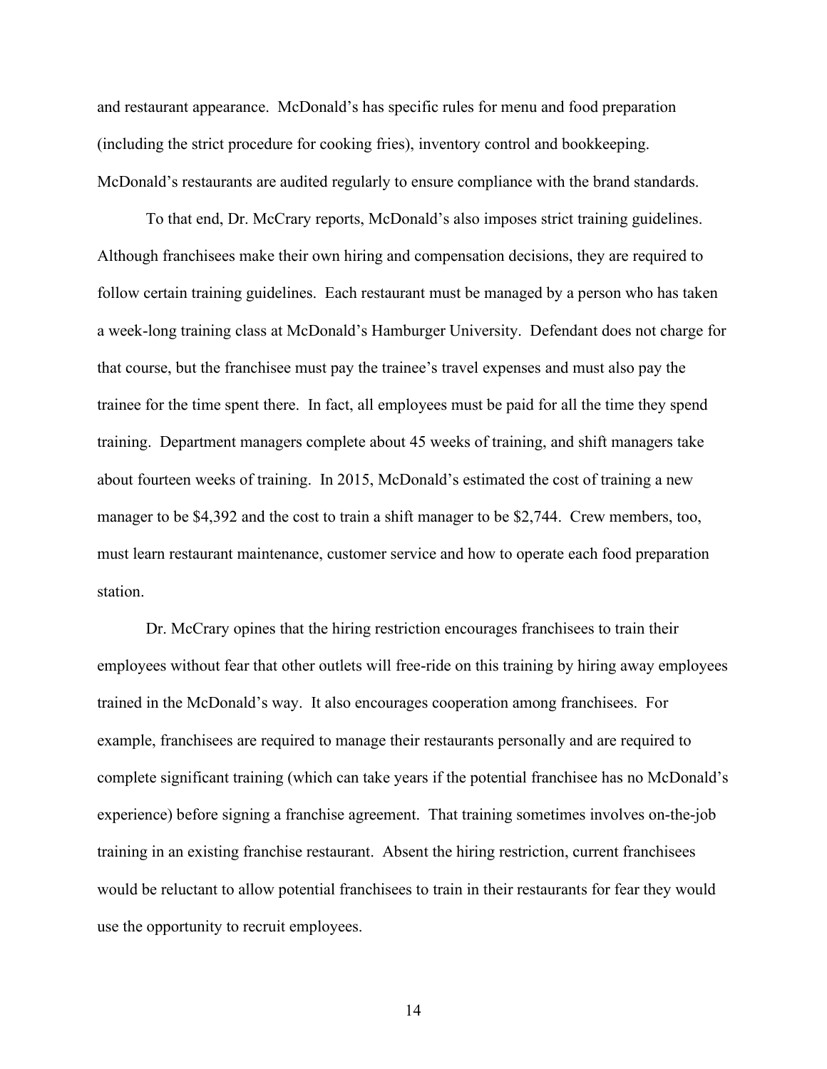and restaurant appearance. McDonald's has specific rules for menu and food preparation (including the strict procedure for cooking fries), inventory control and bookkeeping. McDonald's restaurants are audited regularly to ensure compliance with the brand standards.

To that end, Dr. McCrary reports, McDonald's also imposes strict training guidelines. Although franchisees make their own hiring and compensation decisions, they are required to follow certain training guidelines. Each restaurant must be managed by a person who has taken a week-long training class at McDonald's Hamburger University. Defendant does not charge for that course, but the franchisee must pay the trainee's travel expenses and must also pay the trainee for the time spent there. In fact, all employees must be paid for all the time they spend training. Department managers complete about 45 weeks of training, and shift managers take about fourteen weeks of training. In 2015, McDonald's estimated the cost of training a new manager to be $4,392 and the cost to train a shift manager to be $2,744. Crew members, too, must learn restaurant maintenance, customer service and how to operate each food preparation station.

Dr. McCrary opines that the hiring restriction encourages franchisees to train their employees without fear that other outlets will free-ride on this training by hiring away employees trained in the McDonald's way. It also encourages cooperation among franchisees. For example, franchisees are required to manage their restaurants personally and are required to complete significant training (which can take years if the potential franchisee has no McDonald's experience) before signing a franchise agreement. That training sometimes involves on-the-job training in an existing franchise restaurant. Absent the hiring restriction, current franchisees would be reluctant to allow potential franchisees to train in their restaurants for fear they would use the opportunity to recruit employees.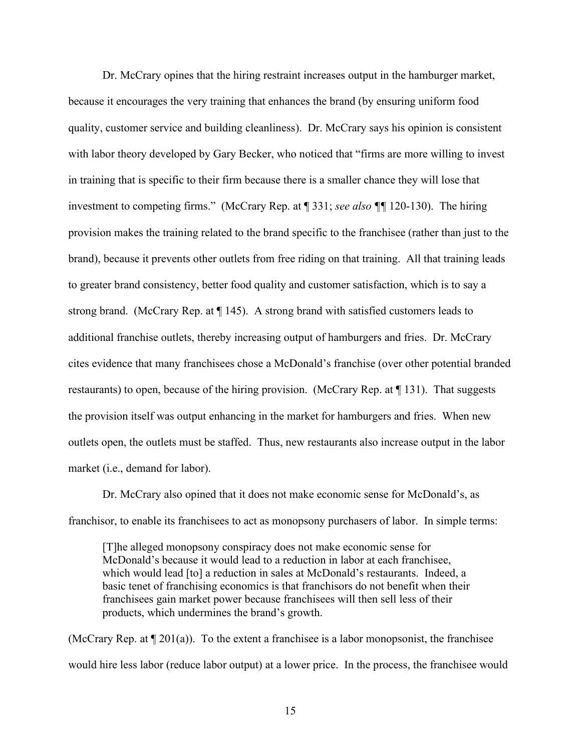Dr. McCrary opines that the hiring restraint increases output in the hamburger market, because it encourages the very training that enhances the brand (by ensuring uniform food quality, customer service and building cleanliness). Dr. McCrary says his opinion is consistent with labor theory developed by Gary Becker, who noticed that "firms are more willing to invest in training that is specific to their firm because there is a smaller chance they will lose that investment to competing firms." (McCrary Rep. at ¶ 331; *see also* ¶¶ 120-130). The hiring provision makes the training related to the brand specific to the franchisee (rather than just to the brand), because it prevents other outlets from free riding on that training. All that training leads to greater brand consistency, better food quality and customer satisfaction, which is to say a strong brand. (McCrary Rep. at ¶ 145). A strong brand with satisfied customers leads to additional franchise outlets, thereby increasing output of hamburgers and fries. Dr. McCrary cites evidence that many franchisees chose a McDonald's franchise (over other potential branded restaurants) to open, because of the hiring provision. (McCrary Rep. at ¶ 131). That suggests the provision itself was output enhancing in the market for hamburgers and fries. When new outlets open, the outlets must be staffed. Thus, new restaurants also increase output in the labor market (i.e., demand for labor).

Dr. McCrary also opined that it does not make economic sense for McDonald's, as franchisor, to enable its franchisees to act as monopsony purchasers of labor. In simple terms:

> [T]he alleged monopsony conspiracy does not make economic sense for McDonald's because it would lead to a reduction in labor at each franchisee, which would lead [to] a reduction in sales at McDonald's restaurants. Indeed, a basic tenet of franchising economics is that franchisors do not benefit when their franchisees gain market power because franchisees will then sell less of their products, which undermines the brand's growth.

(McCrary Rep. at ¶ 201(a)). To the extent a franchisee is a labor monopsonist, the franchisee would hire less labor (reduce labor output) at a lower price. In the process, the franchisee would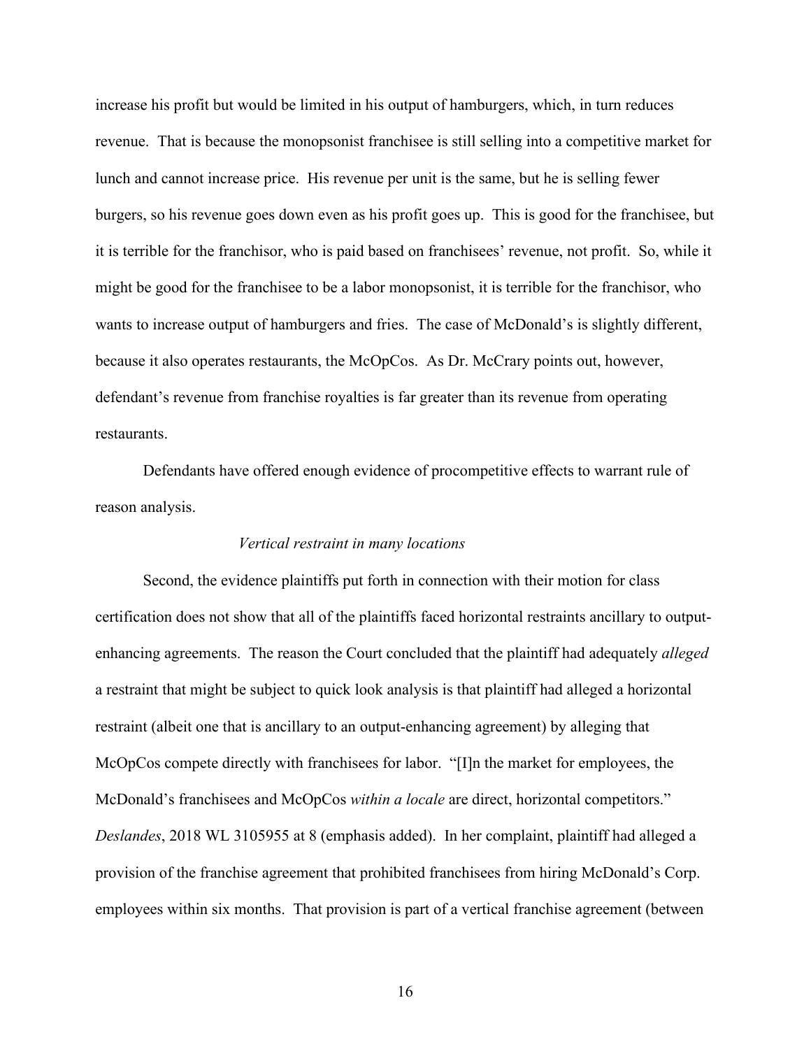increase his profit but would be limited in his output of hamburgers, which, in turn reduces revenue. That is because the monopsonist franchisee is still selling into a competitive market for lunch and cannot increase price. His revenue per unit is the same, but he is selling fewer burgers, so his revenue goes down even as his profit goes up. This is good for the franchisee, but it is terrible for the franchisor, who is paid based on franchisees' revenue, not profit. So, while it might be good for the franchisee to be a labor monopsonist, it is terrible for the franchisor, who wants to increase output of hamburgers and fries. The case of McDonald's is slightly different, because it also operates restaurants, the McOpCos. As Dr. McCrary points out, however, defendant's revenue from franchise royalties is far greater than its revenue from operating restaurants.

Defendants have offered enough evidence of procompetitive effects to warrant rule of reason analysis.

*Vertical restraint in many locations*

Second, the evidence plaintiffs put forth in connection with their motion for class certification does not show that all of the plaintiffs faced horizontal restraints ancillary to output-enhancing agreements. The reason the Court concluded that the plaintiff had adequately *alleged* a restraint that might be subject to quick look analysis is that plaintiff had alleged a horizontal restraint (albeit one that is ancillary to an output-enhancing agreement) by alleging that McOpCos compete directly with franchisees for labor. "[I]n the market for employees, the McDonald's franchisees and McOpCos *within a locale* are direct, horizontal competitors." *Deslandes*, 2018 WL 3105955 at 8 (emphasis added). In her complaint, plaintiff had alleged a provision of the franchise agreement that prohibited franchisees from hiring McDonald's Corp. employees within six months. That provision is part of a vertical franchise agreement (between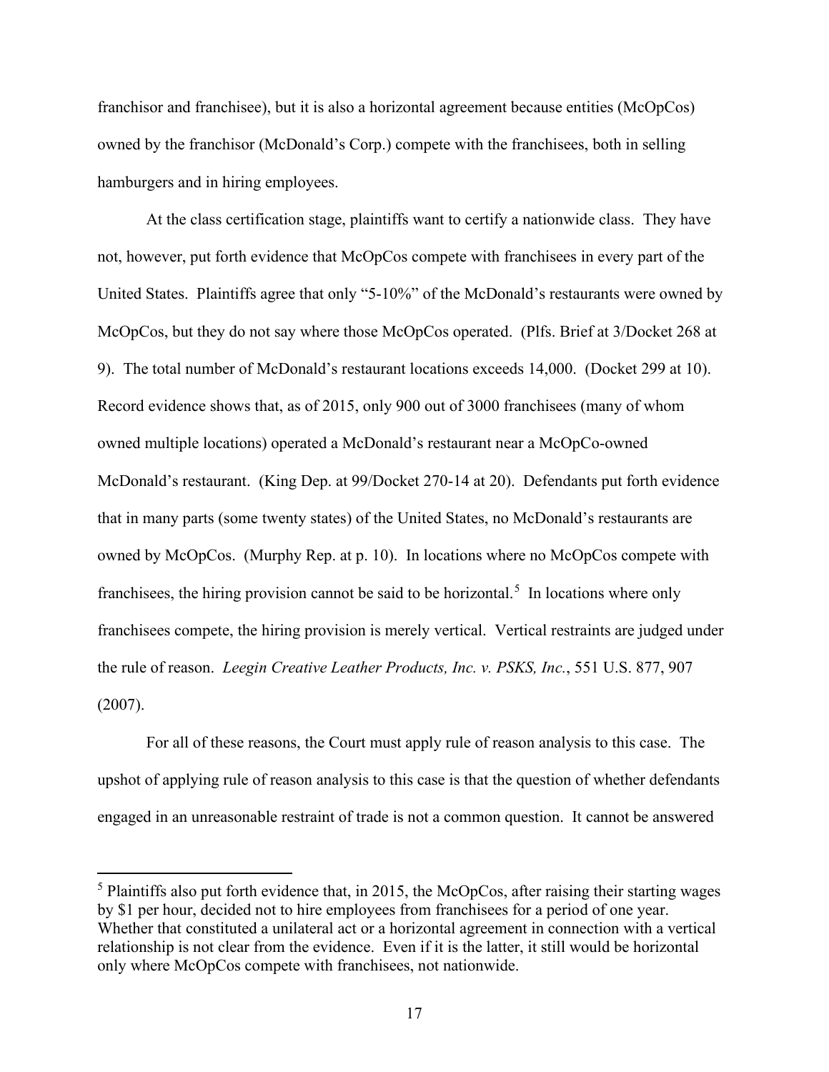franchisor and franchisee), but it is also a horizontal agreement because entities (McOpCos) owned by the franchisor (McDonald's Corp.) compete with the franchisees, both in selling hamburgers and in hiring employees.

At the class certification stage, plaintiffs want to certify a nationwide class. They have not, however, put forth evidence that McOpCos compete with franchisees in every part of the United States. Plaintiffs agree that only "5-10%" of the McDonald's restaurants were owned by McOpCos, but they do not say where those McOpCos operated. (Plfs. Brief at 3/Docket 268 at 9). The total number of McDonald's restaurant locations exceeds 14,000. (Docket 299 at 10). Record evidence shows that, as of 2015, only 900 out of 3000 franchisees (many of whom owned multiple locations) operated a McDonald's restaurant near a McOpCo-owned McDonald's restaurant. (King Dep. at 99/Docket 270-14 at 20). Defendants put forth evidence that in many parts (some twenty states) of the United States, no McDonald's restaurants are owned by McOpCos. (Murphy Rep. at p. 10). In locations where no McOpCos compete with franchisees, the hiring provision cannot be said to be horizontal.[5] In locations where only franchisees compete, the hiring provision is merely vertical. Vertical restraints are judged under the rule of reason. *Leegin Creative Leather Products, Inc. v. PSKS, Inc.*, 551 U.S. 877, 907 (2007).

For all of these reasons, the Court must apply rule of reason analysis to this case. The upshot of applying rule of reason analysis to this case is that the question of whether defendants engaged in an unreasonable restraint of trade is not a common question. It cannot be answered

---

[5] Plaintiffs also put forth evidence that, in 2015, the McOpCos, after raising their starting wages by $1 per hour, decided not to hire employees from franchisees for a period of one year. Whether that constituted a unilateral act or a horizontal agreement in connection with a vertical relationship is not clear from the evidence. Even if it is the latter, it still would be horizontal only where McOpCos compete with franchisees, not nationwide.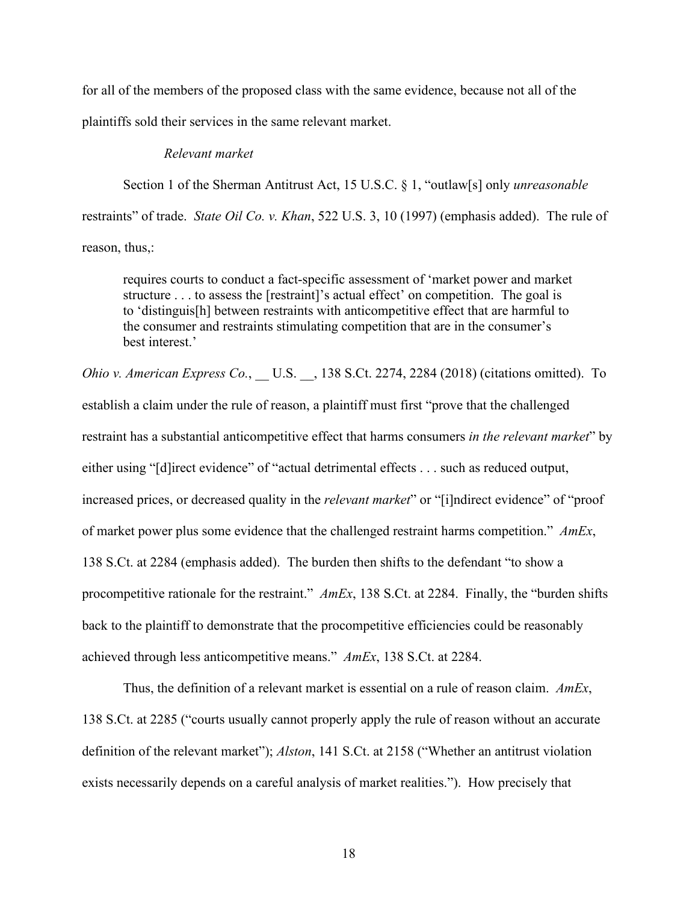for all of the members of the proposed class with the same evidence, because not all of the plaintiffs sold their services in the same relevant market.

*Relevant market*

Section 1 of the Sherman Antitrust Act, 15 U.S.C. § 1, "outlaw[s] only *unreasonable* restraints" of trade. *State Oil Co. v. Khan*, 522 U.S. 3, 10 (1997) (emphasis added). The rule of reason, thus,:

> requires courts to conduct a fact-specific assessment of 'market power and market structure . . . to assess the [restraint]'s actual effect' on competition. The goal is to 'distinguis[h] between restraints with anticompetitive effect that are harmful to the consumer and restraints stimulating competition that are in the consumer's best interest.'

*Ohio v. American Express Co.*, __ U.S. __, 138 S.Ct. 2274, 2284 (2018) (citations omitted). To establish a claim under the rule of reason, a plaintiff must first "prove that the challenged restraint has a substantial anticompetitive effect that harms consumers *in the relevant market*" by either using "[d]irect evidence" of "actual detrimental effects . . . such as reduced output, increased prices, or decreased quality in the *relevant market*" or "[i]ndirect evidence" of "proof of market power plus some evidence that the challenged restraint harms competition." *AmEx*, 138 S.Ct. at 2284 (emphasis added). The burden then shifts to the defendant "to show a procompetitive rationale for the restraint." *AmEx*, 138 S.Ct. at 2284. Finally, the "burden shifts back to the plaintiff to demonstrate that the procompetitive efficiencies could be reasonably achieved through less anticompetitive means." *AmEx*, 138 S.Ct. at 2284.

Thus, the definition of a relevant market is essential on a rule of reason claim. *AmEx*, 138 S.Ct. at 2285 ("courts usually cannot properly apply the rule of reason without an accurate definition of the relevant market"); *Alston*, 141 S.Ct. at 2158 ("Whether an antitrust violation exists necessarily depends on a careful analysis of market realities."). How precisely that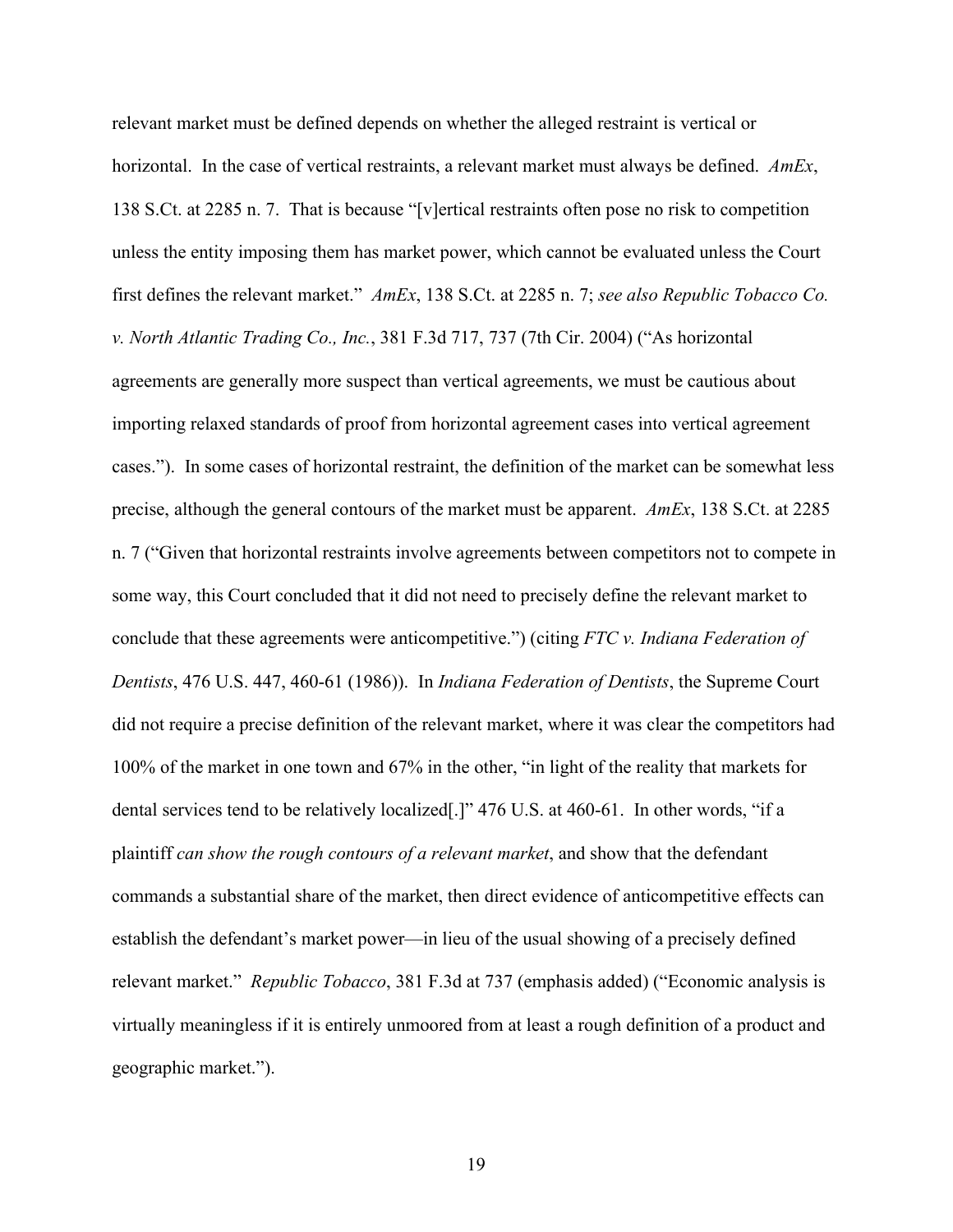relevant market must be defined depends on whether the alleged restraint is vertical or horizontal. In the case of vertical restraints, a relevant market must always be defined. *AmEx*, 138 S.Ct. at 2285 n. 7. That is because "[v]ertical restraints often pose no risk to competition unless the entity imposing them has market power, which cannot be evaluated unless the Court first defines the relevant market." *AmEx*, 138 S.Ct. at 2285 n. 7; *see also Republic Tobacco Co. v. North Atlantic Trading Co., Inc.*, 381 F.3d 717, 737 (7th Cir. 2004) ("As horizontal agreements are generally more suspect than vertical agreements, we must be cautious about importing relaxed standards of proof from horizontal agreement cases into vertical agreement cases."). In some cases of horizontal restraint, the definition of the market can be somewhat less precise, although the general contours of the market must be apparent. *AmEx*, 138 S.Ct. at 2285 n. 7 ("Given that horizontal restraints involve agreements between competitors not to compete in some way, this Court concluded that it did not need to precisely define the relevant market to conclude that these agreements were anticompetitive.") (citing *FTC v. Indiana Federation of Dentists*, 476 U.S. 447, 460-61 (1986)). In *Indiana Federation of Dentists*, the Supreme Court did not require a precise definition of the relevant market, where it was clear the competitors had 100% of the market in one town and 67% in the other, "in light of the reality that markets for dental services tend to be relatively localized[.]" 476 U.S. at 460-61. In other words, "if a plaintiff *can show the rough contours of a relevant market*, and show that the defendant commands a substantial share of the market, then direct evidence of anticompetitive effects can establish the defendant's market power—in lieu of the usual showing of a precisely defined relevant market." *Republic Tobacco*, 381 F.3d at 737 (emphasis added) ("Economic analysis is virtually meaningless if it is entirely unmoored from at least a rough definition of a product and geographic market.").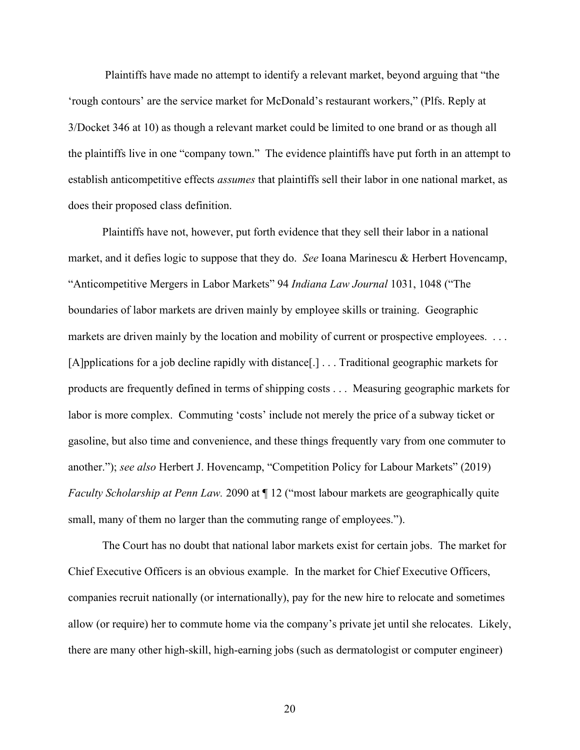Plaintiffs have made no attempt to identify a relevant market, beyond arguing that "the 'rough contours' are the service market for McDonald's restaurant workers," (Plfs. Reply at 3/Docket 346 at 10) as though a relevant market could be limited to one brand or as though all the plaintiffs live in one "company town." The evidence plaintiffs have put forth in an attempt to establish anticompetitive effects *assumes* that plaintiffs sell their labor in one national market, as does their proposed class definition.

Plaintiffs have not, however, put forth evidence that they sell their labor in a national market, and it defies logic to suppose that they do. *See* Ioana Marinescu & Herbert Hovencamp, "Anticompetitive Mergers in Labor Markets" 94 *Indiana Law Journal* 1031, 1048 ("The boundaries of labor markets are driven mainly by employee skills or training. Geographic markets are driven mainly by the location and mobility of current or prospective employees. . . . [A]pplications for a job decline rapidly with distance[.] . . . Traditional geographic markets for products are frequently defined in terms of shipping costs . . . Measuring geographic markets for labor is more complex. Commuting 'costs' include not merely the price of a subway ticket or gasoline, but also time and convenience, and these things frequently vary from one commuter to another."); *see also* Herbert J. Hovencamp, "Competition Policy for Labour Markets" (2019) *Faculty Scholarship at Penn Law.* 2090 at ¶ 12 ("most labour markets are geographically quite small, many of them no larger than the commuting range of employees.").

The Court has no doubt that national labor markets exist for certain jobs. The market for Chief Executive Officers is an obvious example. In the market for Chief Executive Officers, companies recruit nationally (or internationally), pay for the new hire to relocate and sometimes allow (or require) her to commute home via the company's private jet until she relocates. Likely, there are many other high-skill, high-earning jobs (such as dermatologist or computer engineer)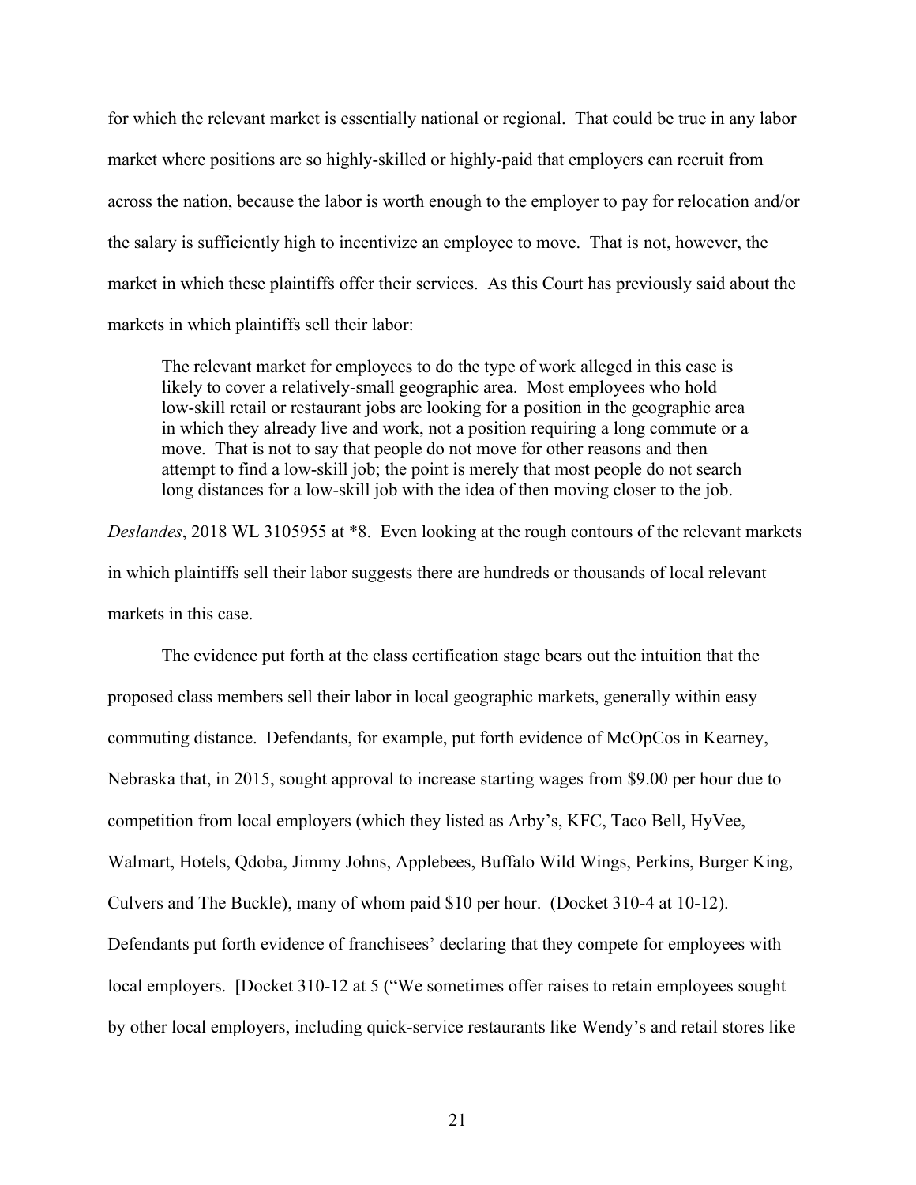for which the relevant market is essentially national or regional. That could be true in any labor market where positions are so highly-skilled or highly-paid that employers can recruit from across the nation, because the labor is worth enough to the employer to pay for relocation and/or the salary is sufficiently high to incentivize an employee to move. That is not, however, the market in which these plaintiffs offer their services. As this Court has previously said about the markets in which plaintiffs sell their labor:

> The relevant market for employees to do the type of work alleged in this case is likely to cover a relatively-small geographic area. Most employees who hold low-skill retail or restaurant jobs are looking for a position in the geographic area in which they already live and work, not a position requiring a long commute or a move. That is not to say that people do not move for other reasons and then attempt to find a low-skill job; the point is merely that most people do not search long distances for a low-skill job with the idea of then moving closer to the job.

*Deslandes*, 2018 WL 3105955 at *8. Even looking at the rough contours of the relevant markets in which plaintiffs sell their labor suggests there are hundreds or thousands of local relevant markets in this case.

The evidence put forth at the class certification stage bears out the intuition that the proposed class members sell their labor in local geographic markets, generally within easy commuting distance. Defendants, for example, put forth evidence of McOpCos in Kearney, Nebraska that, in 2015, sought approval to increase starting wages from $9.00 per hour due to competition from local employers (which they listed as Arby's, KFC, Taco Bell, HyVee, Walmart, Hotels, Qdoba, Jimmy Johns, Applebees, Buffalo Wild Wings, Perkins, Burger King, Culvers and The Buckle), many of whom paid $10 per hour. (Docket 310-4 at 10-12). Defendants put forth evidence of franchisees' declaring that they compete for employees with local employers. [Docket 310-12 at 5 ("We sometimes offer raises to retain employees sought by other local employers, including quick-service restaurants like Wendy's and retail stores like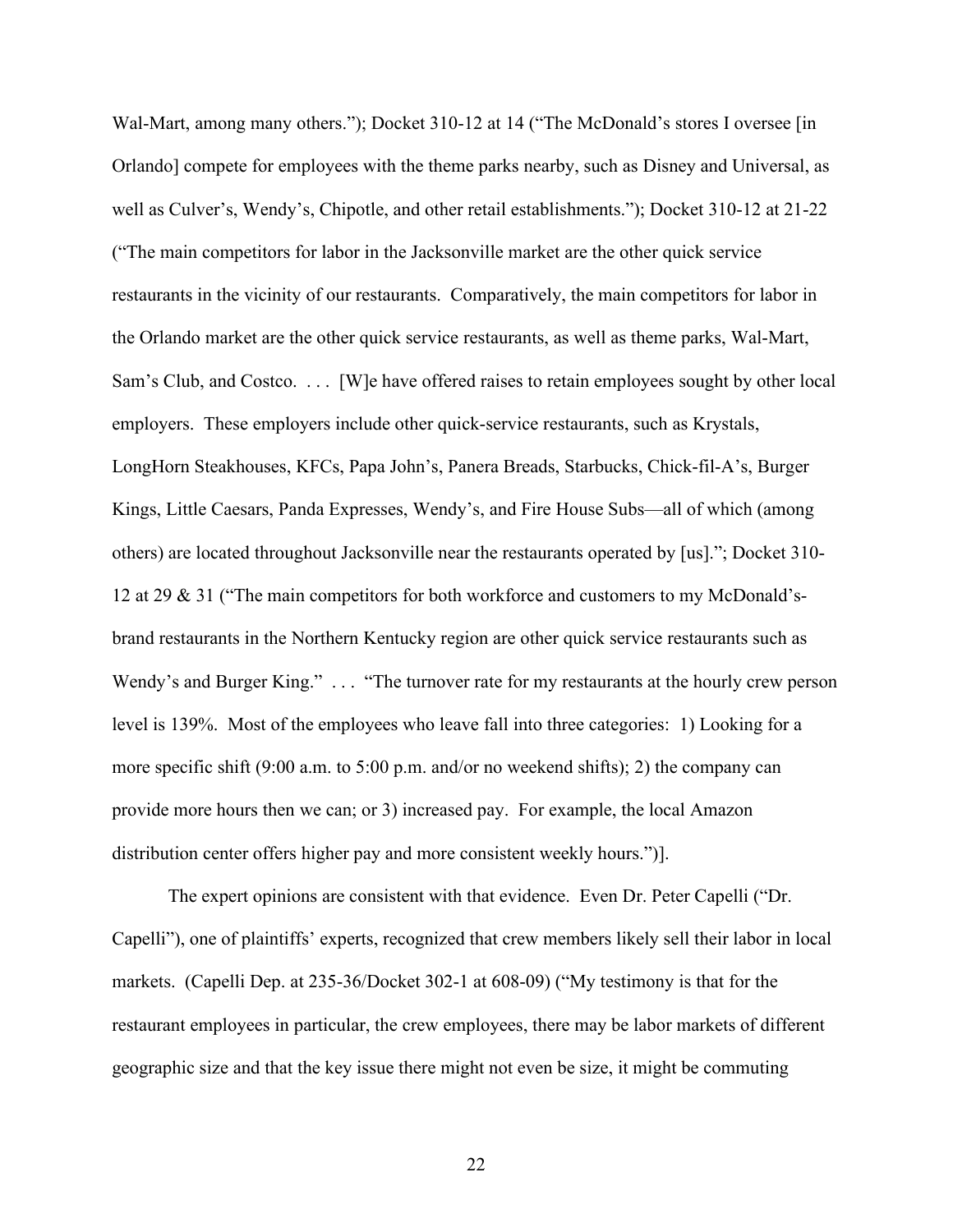Wal-Mart, among many others."); Docket 310-12 at 14 ("The McDonald's stores I oversee [in Orlando] compete for employees with the theme parks nearby, such as Disney and Universal, as well as Culver's, Wendy's, Chipotle, and other retail establishments."); Docket 310-12 at 21-22 ("The main competitors for labor in the Jacksonville market are the other quick service restaurants in the vicinity of our restaurants. Comparatively, the main competitors for labor in the Orlando market are the other quick service restaurants, as well as theme parks, Wal-Mart, Sam's Club, and Costco. . . . [W]e have offered raises to retain employees sought by other local employers. These employers include other quick-service restaurants, such as Krystals, LongHorn Steakhouses, KFCs, Papa John's, Panera Breads, Starbucks, Chick-fil-A's, Burger Kings, Little Caesars, Panda Expresses, Wendy's, and Fire House Subs—all of which (among others) are located throughout Jacksonville near the restaurants operated by [us]."; Docket 310-12 at 29 & 31 ("The main competitors for both workforce and customers to my McDonald's-brand restaurants in the Northern Kentucky region are other quick service restaurants such as Wendy's and Burger King." . . . "The turnover rate for my restaurants at the hourly crew person level is 139%. Most of the employees who leave fall into three categories: 1) Looking for a more specific shift (9:00 a.m. to 5:00 p.m. and/or no weekend shifts); 2) the company can provide more hours then we can; or 3) increased pay. For example, the local Amazon distribution center offers higher pay and more consistent weekly hours.")].

The expert opinions are consistent with that evidence. Even Dr. Peter Capelli ("Dr. Capelli"), one of plaintiffs' experts, recognized that crew members likely sell their labor in local markets. (Capelli Dep. at 235-36/Docket 302-1 at 608-09) ("My testimony is that for the restaurant employees in particular, the crew employees, there may be labor markets of different geographic size and that the key issue there might not even be size, it might be commuting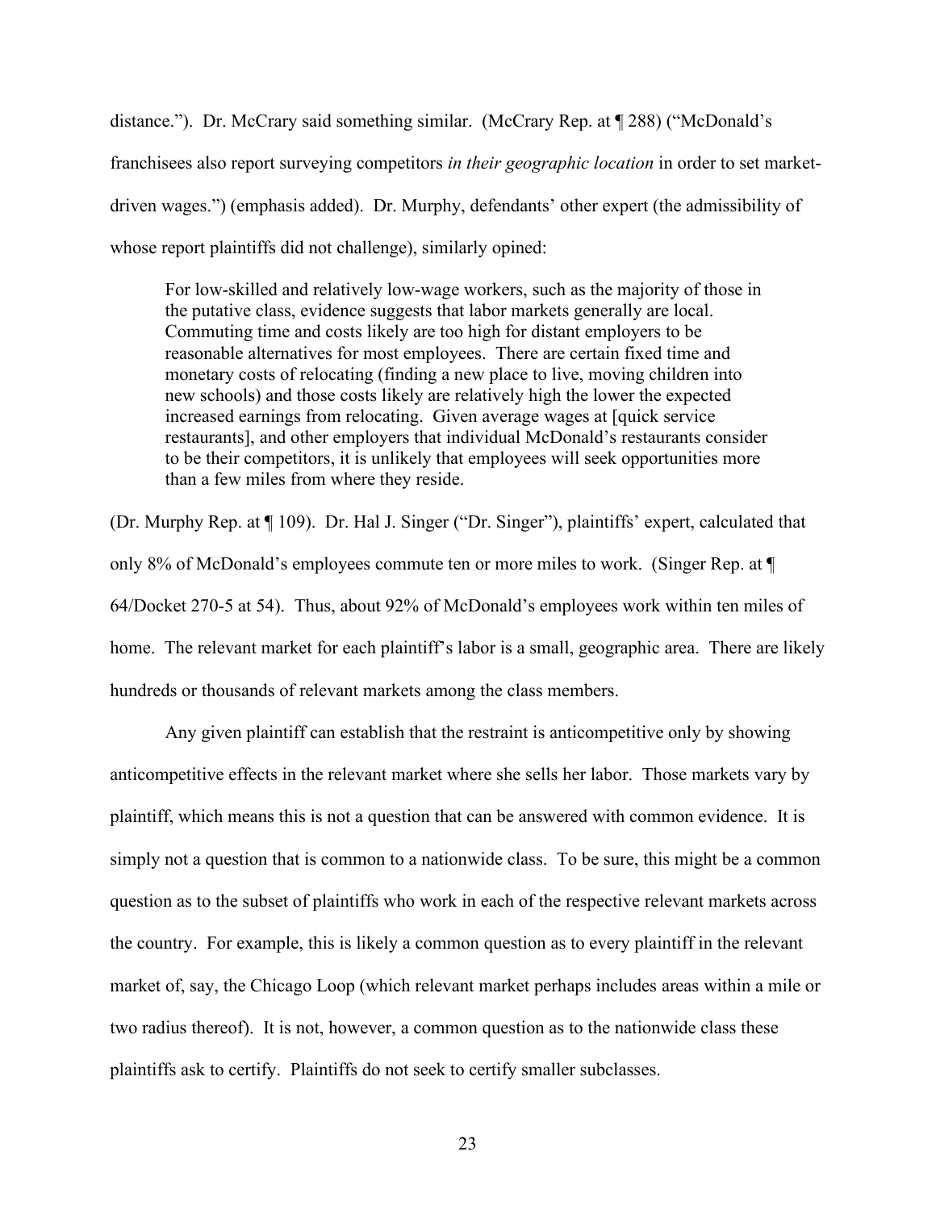distance."). Dr. McCrary said something similar. (McCrary Rep. at ¶ 288) ("McDonald's franchisees also report surveying competitors *in their geographic location* in order to set market-driven wages.") (emphasis added). Dr. Murphy, defendants' other expert (the admissibility of whose report plaintiffs did not challenge), similarly opined:

> For low-skilled and relatively low-wage workers, such as the majority of those in the putative class, evidence suggests that labor markets generally are local. Commuting time and costs likely are too high for distant employers to be reasonable alternatives for most employees. There are certain fixed time and monetary costs of relocating (finding a new place to live, moving children into new schools) and those costs likely are relatively high the lower the expected increased earnings from relocating. Given average wages at [quick service restaurants], and other employers that individual McDonald's restaurants consider to be their competitors, it is unlikely that employees will seek opportunities more than a few miles from where they reside.

(Dr. Murphy Rep. at ¶ 109). Dr. Hal J. Singer ("Dr. Singer"), plaintiffs' expert, calculated that only 8% of McDonald's employees commute ten or more miles to work. (Singer Rep. at ¶ 64/Docket 270-5 at 54). Thus, about 92% of McDonald's employees work within ten miles of home. The relevant market for each plaintiff's labor is a small, geographic area. There are likely hundreds or thousands of relevant markets among the class members.

Any given plaintiff can establish that the restraint is anticompetitive only by showing anticompetitive effects in the relevant market where she sells her labor. Those markets vary by plaintiff, which means this is not a question that can be answered with common evidence. It is simply not a question that is common to a nationwide class. To be sure, this might be a common question as to the subset of plaintiffs who work in each of the respective relevant markets across the country. For example, this is likely a common question as to every plaintiff in the relevant market of, say, the Chicago Loop (which relevant market perhaps includes areas within a mile or two radius thereof). It is not, however, a common question as to the nationwide class these plaintiffs ask to certify. Plaintiffs do not seek to certify smaller subclasses.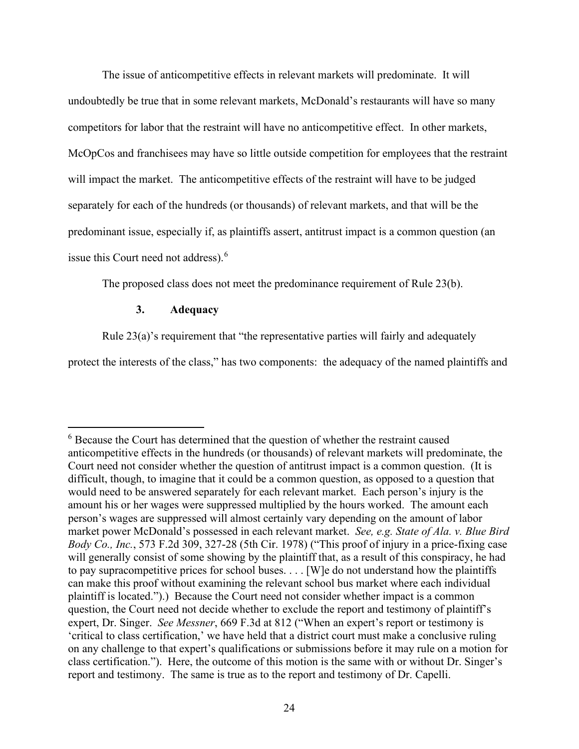The issue of anticompetitive effects in relevant markets will predominate. It will undoubtedly be true that in some relevant markets, McDonald's restaurants will have so many competitors for labor that the restraint will have no anticompetitive effect. In other markets, McOpCos and franchisees may have so little outside competition for employees that the restraint will impact the market. The anticompetitive effects of the restraint will have to be judged separately for each of the hundreds (or thousands) of relevant markets, and that will be the predominant issue, especially if, as plaintiffs assert, antitrust impact is a common question (an issue this Court need not address).[6]

The proposed class does not meet the predominance requirement of Rule 23(b).

### 3. Adequacy

Rule 23(a)'s requirement that "the representative parties will fairly and adequately protect the interests of the class," has two components: the adequacy of the named plaintiffs and

---

[6] Because the Court has determined that the question of whether the restraint caused anticompetitive effects in the hundreds (or thousands) of relevant markets will predominate, the Court need not consider whether the question of antitrust impact is a common question. (It is difficult, though, to imagine that it could be a common question, as opposed to a question that would need to be answered separately for each relevant market. Each person's injury is the amount his or her wages were suppressed multiplied by the hours worked. The amount each person's wages are suppressed will almost certainly vary depending on the amount of labor market power McDonald's possessed in each relevant market. *See, e.g. State of Ala. v. Blue Bird Body Co., Inc.*, 573 F.2d 309, 327-28 (5th Cir. 1978) ("This proof of injury in a price-fixing case will generally consist of some showing by the plaintiff that, as a result of this conspiracy, he had to pay supracompetitive prices for school buses. . . . [W]e do not understand how the plaintiffs can make this proof without examining the relevant school bus market where each individual plaintiff is located.").) Because the Court need not consider whether impact is a common question, the Court need not decide whether to exclude the report and testimony of plaintiff's expert, Dr. Singer. *See Messner*, 669 F.3d at 812 ("When an expert's report or testimony is 'critical to class certification,' we have held that a district court must make a conclusive ruling on any challenge to that expert's qualifications or submissions before it may rule on a motion for class certification."). Here, the outcome of this motion is the same with or without Dr. Singer's report and testimony. The same is true as to the report and testimony of Dr. Capelli.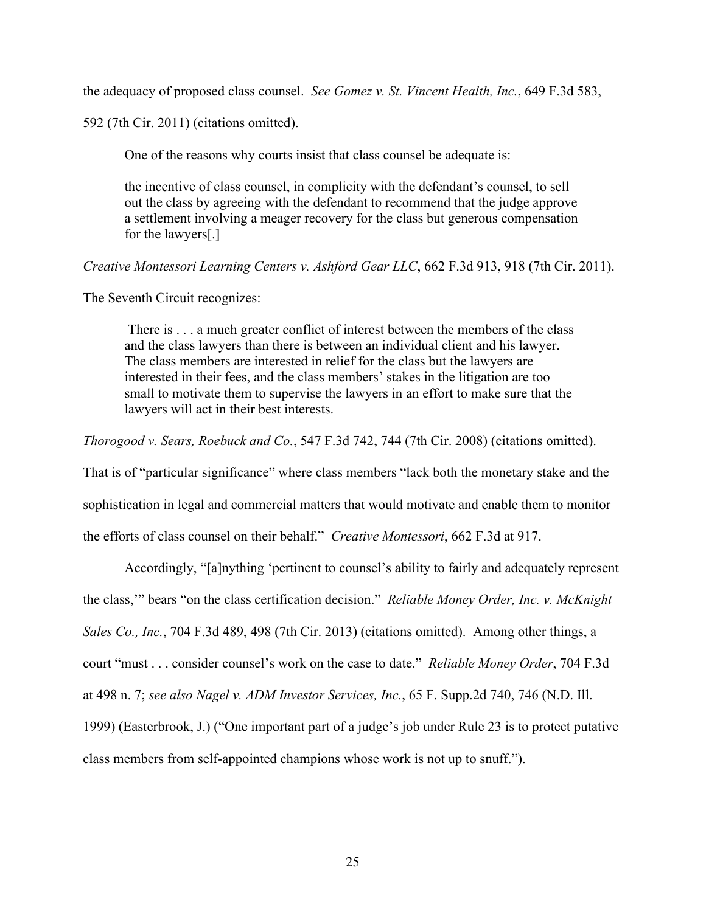the adequacy of proposed class counsel. *See Gomez v. St. Vincent Health, Inc.*, 649 F.3d 583, 592 (7th Cir. 2011) (citations omitted).

One of the reasons why courts insist that class counsel be adequate is:

> the incentive of class counsel, in complicity with the defendant's counsel, to sell out the class by agreeing with the defendant to recommend that the judge approve a settlement involving a meager recovery for the class but generous compensation for the lawyers[.]

*Creative Montessori Learning Centers v. Ashford Gear LLC*, 662 F.3d 913, 918 (7th Cir. 2011).

The Seventh Circuit recognizes:

> There is . . . a much greater conflict of interest between the members of the class and the class lawyers than there is between an individual client and his lawyer. The class members are interested in relief for the class but the lawyers are interested in their fees, and the class members' stakes in the litigation are too small to motivate them to supervise the lawyers in an effort to make sure that the lawyers will act in their best interests.

*Thorogood v. Sears, Roebuck and Co.*, 547 F.3d 742, 744 (7th Cir. 2008) (citations omitted). That is of "particular significance" where class members "lack both the monetary stake and the sophistication in legal and commercial matters that would motivate and enable them to monitor the efforts of class counsel on their behalf." *Creative Montessori*, 662 F.3d at 917.

Accordingly, "[a]nything 'pertinent to counsel's ability to fairly and adequately represent the class,'" bears "on the class certification decision." *Reliable Money Order, Inc. v. McKnight Sales Co., Inc.*, 704 F.3d 489, 498 (7th Cir. 2013) (citations omitted). Among other things, a court "must . . . consider counsel's work on the case to date." *Reliable Money Order*, 704 F.3d at 498 n. 7; *see also Nagel v. ADM Investor Services, Inc.*, 65 F. Supp.2d 740, 746 (N.D. Ill. 1999) (Easterbrook, J.) ("One important part of a judge's job under Rule 23 is to protect putative class members from self-appointed champions whose work is not up to snuff.").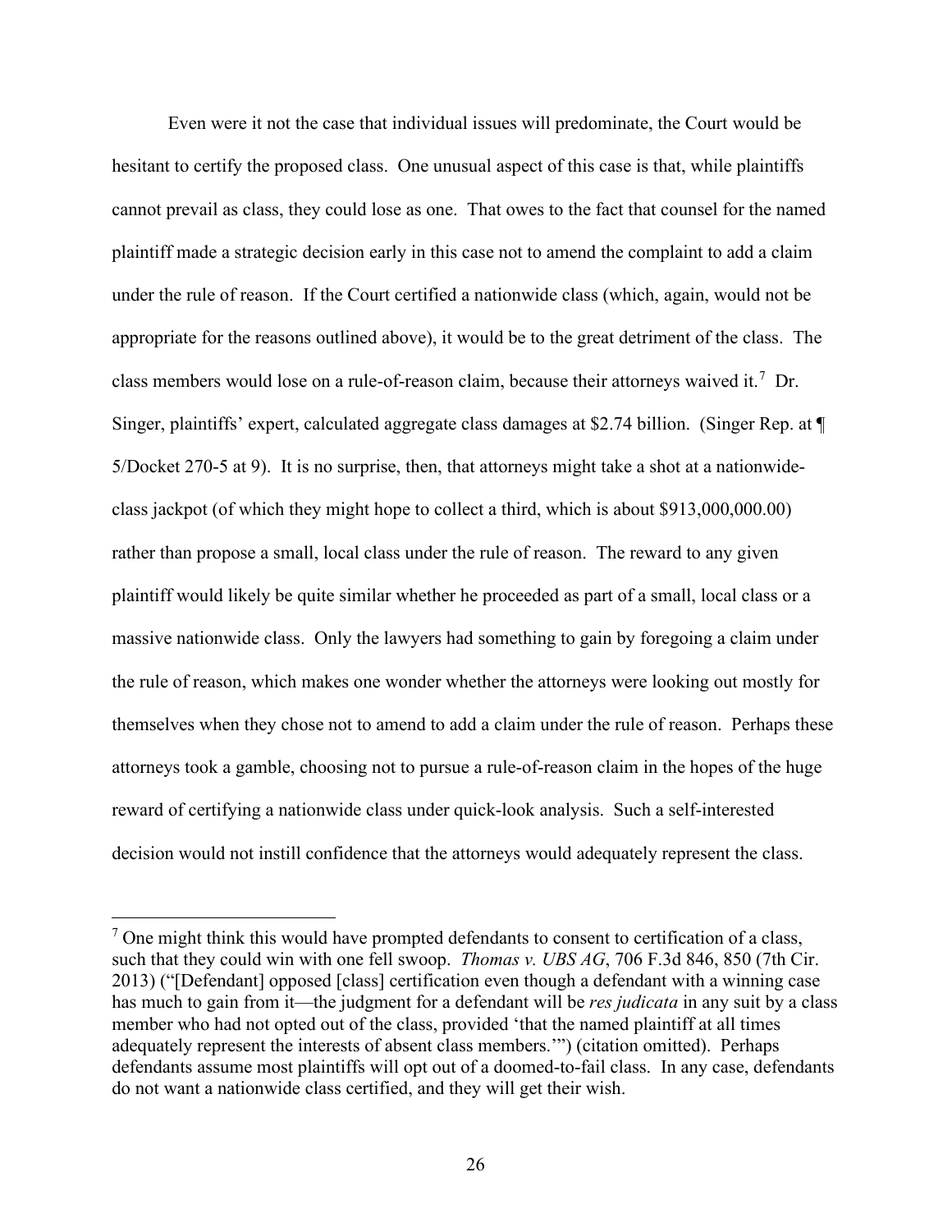Even were it not the case that individual issues will predominate, the Court would be hesitant to certify the proposed class. One unusual aspect of this case is that, while plaintiffs cannot prevail as class, they could lose as one. That owes to the fact that counsel for the named plaintiff made a strategic decision early in this case not to amend the complaint to add a claim under the rule of reason. If the Court certified a nationwide class (which, again, would not be appropriate for the reasons outlined above), it would be to the great detriment of the class. The class members would lose on a rule-of-reason claim, because their attorneys waived it.[7] Dr. Singer, plaintiffs' expert, calculated aggregate class damages at $2.74 billion. (Singer Rep. at ¶ 5/Docket 270-5 at 9). It is no surprise, then, that attorneys might take a shot at a nationwide-class jackpot (of which they might hope to collect a third, which is about $913,000,000.00) rather than propose a small, local class under the rule of reason. The reward to any given plaintiff would likely be quite similar whether he proceeded as part of a small, local class or a massive nationwide class. Only the lawyers had something to gain by foregoing a claim under the rule of reason, which makes one wonder whether the attorneys were looking out mostly for themselves when they chose not to amend to add a claim under the rule of reason. Perhaps these attorneys took a gamble, choosing not to pursue a rule-of-reason claim in the hopes of the huge reward of certifying a nationwide class under quick-look analysis. Such a self-interested decision would not instill confidence that the attorneys would adequately represent the class.

[7] One might think this would have prompted defendants to consent to certification of a class, such that they could win with one fell swoop. *Thomas v. UBS AG*, 706 F.3d 846, 850 (7th Cir. 2013) ("[Defendant] opposed [class] certification even though a defendant with a winning case has much to gain from it—the judgment for a defendant will be *res judicata* in any suit by a class member who had not opted out of the class, provided 'that the named plaintiff at all times adequately represent the interests of absent class members.'") (citation omitted). Perhaps defendants assume most plaintiffs will opt out of a doomed-to-fail class. In any case, defendants do not want a nationwide class certified, and they will get their wish.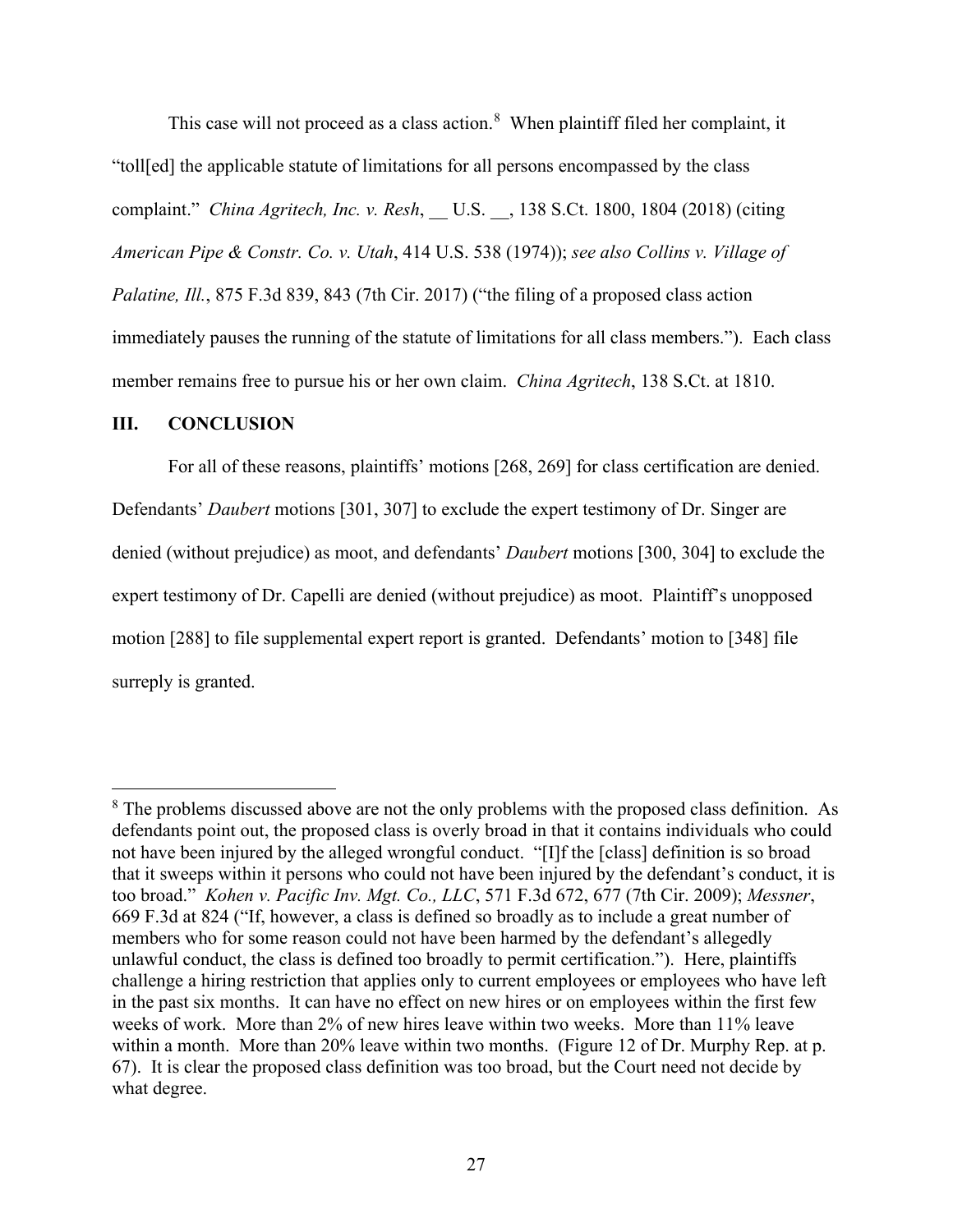This case will not proceed as a class action.[8] When plaintiff filed her complaint, it "toll[ed] the applicable statute of limitations for all persons encompassed by the class complaint." *China Agritech, Inc. v. Resh*, __ U.S. __, 138 S.Ct. 1800, 1804 (2018) (citing *American Pipe & Constr. Co. v. Utah*, 414 U.S. 538 (1974)); *see also Collins v. Village of Palatine, Ill.*, 875 F.3d 839, 843 (7th Cir. 2017) ("the filing of a proposed class action immediately pauses the running of the statute of limitations for all class members."). Each class member remains free to pursue his or her own claim. *China Agritech*, 138 S.Ct. at 1810.

## III. CONCLUSION

For all of these reasons, plaintiffs' motions [268, 269] for class certification are denied. Defendants' *Daubert* motions [301, 307] to exclude the expert testimony of Dr. Singer are denied (without prejudice) as moot, and defendants' *Daubert* motions [300, 304] to exclude the expert testimony of Dr. Capelli are denied (without prejudice) as moot. Plaintiff's unopposed motion [288] to file supplemental expert report is granted. Defendants' motion to [348] file surreply is granted.

---

[8] The problems discussed above are not the only problems with the proposed class definition. As defendants point out, the proposed class is overly broad in that it contains individuals who could not have been injured by the alleged wrongful conduct. "[I]f the [class] definition is so broad that it sweeps within it persons who could not have been injured by the defendant's conduct, it is too broad." *Kohen v. Pacific Inv. Mgt. Co., LLC*, 571 F.3d 672, 677 (7th Cir. 2009); *Messner*, 669 F.3d at 824 ("If, however, a class is defined so broadly as to include a great number of members who for some reason could not have been harmed by the defendant's allegedly unlawful conduct, the class is defined too broadly to permit certification."). Here, plaintiffs challenge a hiring restriction that applies only to current employees or employees who have left in the past six months. It can have no effect on new hires or on employees within the first few weeks of work. More than 2% of new hires leave within two weeks. More than 11% leave within a month. More than 20% leave within two months. (Figure 12 of Dr. Murphy Rep. at p. 67). It is clear the proposed class definition was too broad, but the Court need not decide by what degree.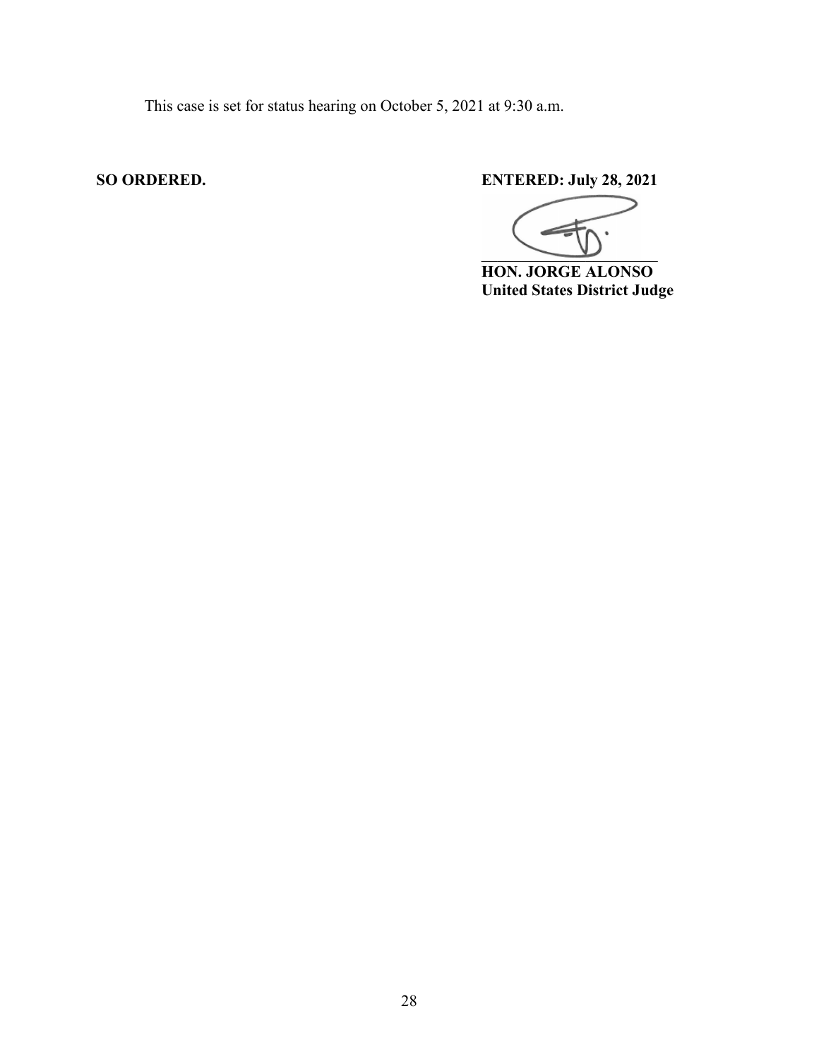This case is set for status hearing on October 5, 2021 at 9:30 a.m.

**SO ORDERED.** **ENTERED: July 28, 2021**

**HON. JORGE ALONSO**
**United States District Judge**